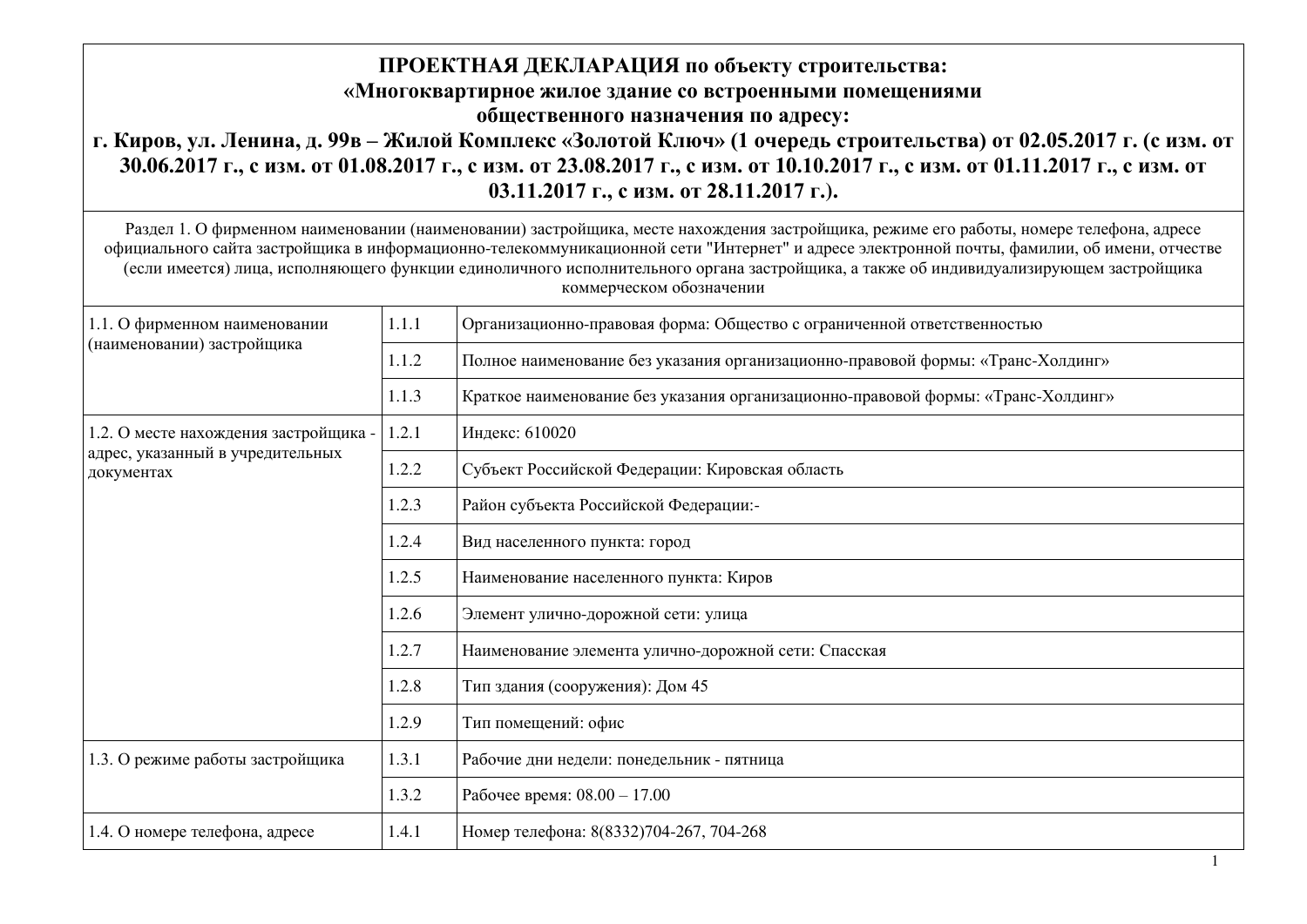# ПРОЕКТНАЯ ДЕКЛАРАЦИЯ по объекту строительства: «Многоквартирное жилое здание со встроенными помещениями общественного назначения по адресу: г. Киров, ул. Ленина, д. 99в – Жилой Комплекс «Золотой Ключ» (1 очередь строительства) от 02.05.2017 г. (с изм. от 30.06.2017 г., с изм. от 01.08.2017 г., с изм. от 23.08.2017 г., с изм. от 10.10.2017 г., с изм. от 01.11.2017 г., с изм. от 03.11.2017 г., с изм. от 28.11.2017 г.).

Раздел 1. О фирменном наименовании (наименовании) застройщика, месте нахождения застройщика, режиме его работы, номере телефона, адресе официального сайта застройщика в информационно-телекоммуникационной сети "Интернет" и адресе электронной почты, фамилии, об имени, отчестве (если имеется) лица, исполняющего функции единоличного исполнительного органа застройщика, а также об индивидуализирующем застройщика коммерческом обозначении

| | | |
|---|---|---|
| 1.1. О фирменном наименовании (наименовании) застройщика | 1.1.1 | Организационно-правовая форма: Общество с ограниченной ответственностью |
| | 1.1.2 | Полное наименование без указания организационно-правовой формы: «Транс-Холдинг» |
| | 1.1.3 | Краткое наименование без указания организационно-правовой формы: «Транс-Холдинг» |
| 1.2. О месте нахождения застройщика - адрес, указанный в учредительных документах | 1.2.1 | Индекс: 610020 |
| | 1.2.2 | Субъект Российской Федерации: Кировская область |
| | 1.2.3 | Район субъекта Российской Федерации:- |
| | 1.2.4 | Вид населенного пункта: город |
| | 1.2.5 | Наименование населенного пункта: Киров |
| | 1.2.6 | Элемент улично-дорожной сети: улица |
| | 1.2.7 | Наименование элемента улично-дорожной сети: Спасская |
| | 1.2.8 | Тип здания (сооружения): Дом 45 |
| | 1.2.9 | Тип помещений: офис |
| 1.3. О режиме работы застройщика | 1.3.1 | Рабочие дни недели: понедельник - пятница |
| | 1.3.2 | Рабочее время: 08.00 – 17.00 |
| 1.4. О номере телефона, адресе | 1.4.1 | Номер телефона: 8(8332)704-267, 704-268 |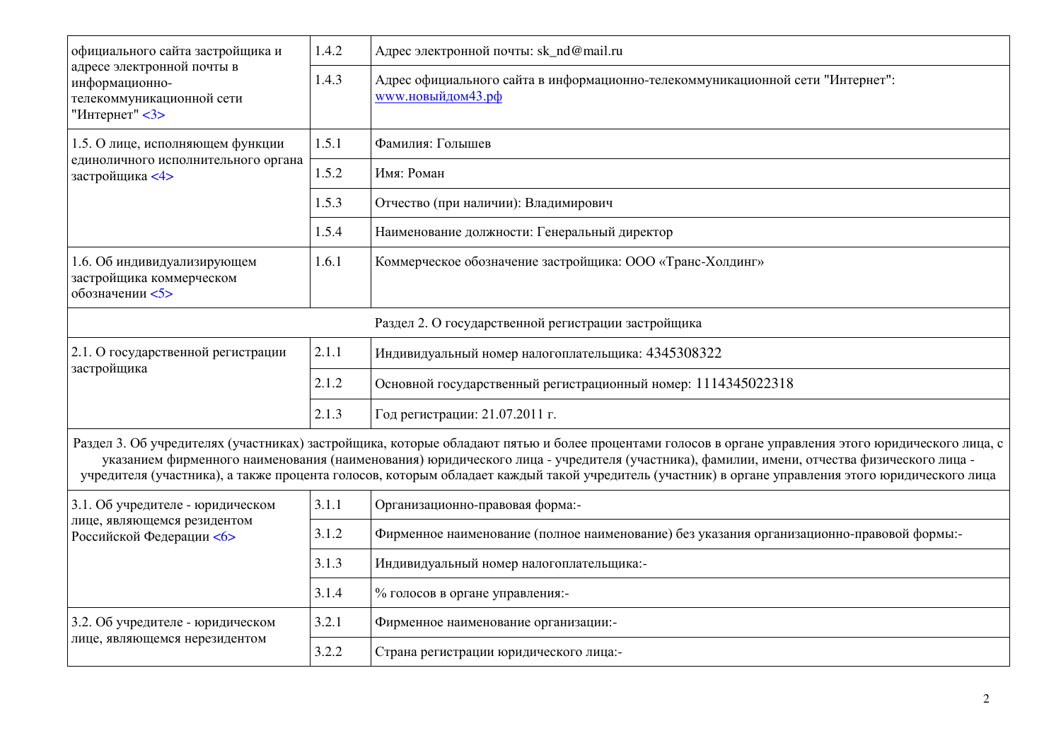| | | |
|---|---|---|
| официального сайта застройщика и адресе электронной почты в информационно-телекоммуникационной сети "Интернет" <3> | 1.4.2 | Адрес электронной почты: sk_nd@mail.ru |
| | 1.4.3 | Адрес официального сайта в информационно-телекоммуникационной сети "Интернет": www.новыйдом43.рф |
| 1.5. О лице, исполняющем функции единоличного исполнительного органа застройщика <4> | 1.5.1 | Фамилия: Голышев |
| | 1.5.2 | Имя: Роман |
| | 1.5.3 | Отчество (при наличии): Владимирович |
| | 1.5.4 | Наименование должности: Генеральный директор |
| 1.6. Об индивидуализирующем застройщика коммерческом обозначении <5> | 1.6.1 | Коммерческое обозначение застройщика: ООО «Транс-Холдинг» |
| Раздел 2. О государственной регистрации застройщика | | |
| 2.1. О государственной регистрации застройщика | 2.1.1 | Индивидуальный номер налогоплательщика: 4345308322 |
| | 2.1.2 | Основной государственный регистрационный номер: 1114345022318 |
| | 2.1.3 | Год регистрации: 21.07.2011 г. |
| Раздел 3. Об учредителях (участниках) застройщика, которые обладают пятью и более процентами голосов в органе управления этого юридического лица, с указанием фирменного наименования (наименования) юридического лица - учредителя (участника), фамилии, имени, отчества физического лица - учредителя (участника), а также процента голосов, которым обладает каждый такой учредитель (участник) в органе управления этого юридического лица | | |
| 3.1. Об учредителе - юридическом лице, являющемся резидентом Российской Федерации <6> | 3.1.1 | Организационно-правовая форма:- |
| | 3.1.2 | Фирменное наименование (полное наименование) без указания организационно-правовой формы:- |
| | 3.1.3 | Индивидуальный номер налогоплательщика:- |
| | 3.1.4 | % голосов в органе управления:- |
| 3.2. Об учредителе - юридическом лице, являющемся нерезидентом | 3.2.1 | Фирменное наименование организации:- |
| | 3.2.2 | Страна регистрации юридического лица:- |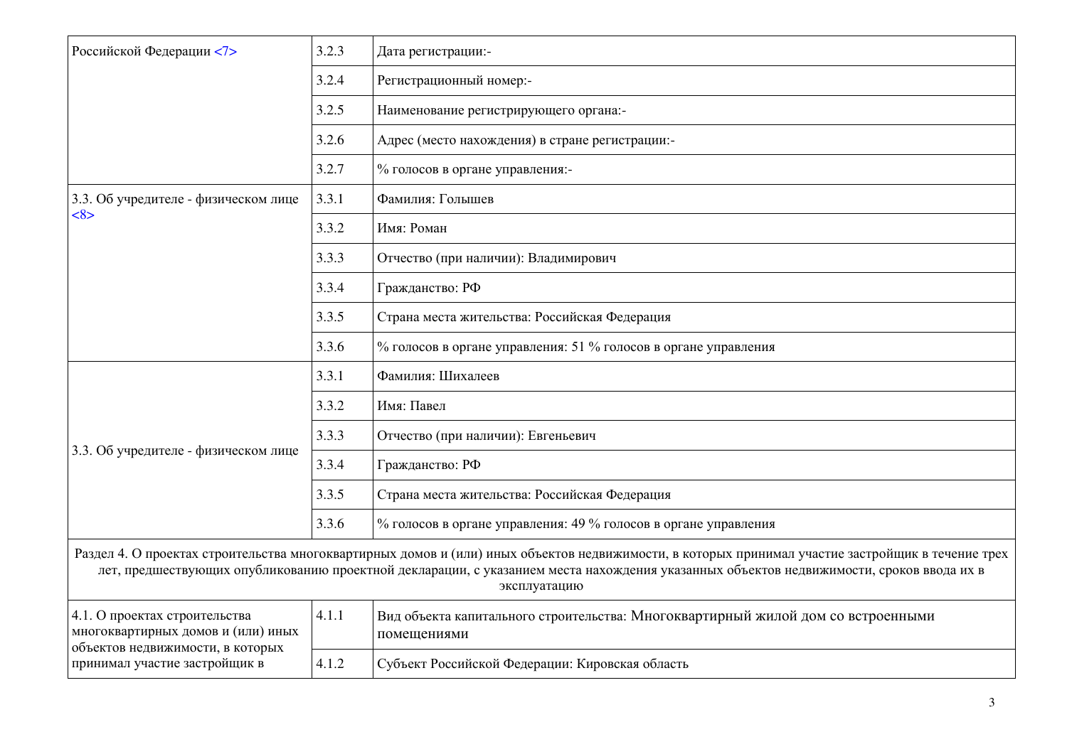| | | |
|---|---|---|
| Российской Федерации <7> | 3.2.3 | Дата регистрации:- |
| | 3.2.4 | Регистрационный номер:- |
| | 3.2.5 | Наименование регистрирующего органа:- |
| | 3.2.6 | Адрес (место нахождения) в стране регистрации:- |
| | 3.2.7 | % голосов в органе управления:- |
| 3.3. Об учредителе - физическом лице <8> | 3.3.1 | Фамилия: Голышев |
| | 3.3.2 | Имя: Роман |
| | 3.3.3 | Отчество (при наличии): Владимирович |
| | 3.3.4 | Гражданство: РФ |
| | 3.3.5 | Страна места жительства: Российская Федерация |
| | 3.3.6 | % голосов в органе управления: 51 % голосов в органе управления |
| 3.3. Об учредителе - физическом лице | 3.3.1 | Фамилия: Шихалеев |
| | 3.3.2 | Имя: Павел |
| | 3.3.3 | Отчество (при наличии): Евгеньевич |
| | 3.3.4 | Гражданство: РФ |
| | 3.3.5 | Страна места жительства: Российская Федерация |
| | 3.3.6 | % голосов в органе управления: 49 % голосов в органе управления |
| Раздел 4. О проектах строительства многоквартирных домов и (или) иных объектов недвижимости, в которых принимал участие застройщик в течение трех лет, предшествующих опубликованию проектной декларации, с указанием места нахождения указанных объектов недвижимости, сроков ввода их в эксплуатацию | | |
| 4.1. О проектах строительства многоквартирных домов и (или) иных объектов недвижимости, в которых принимал участие застройщик в | 4.1.1 | Вид объекта капитального строительства: Многоквартирный жилой дом со встроенными помещениями |
| | 4.1.2 | Субъект Российской Федерации: Кировская область |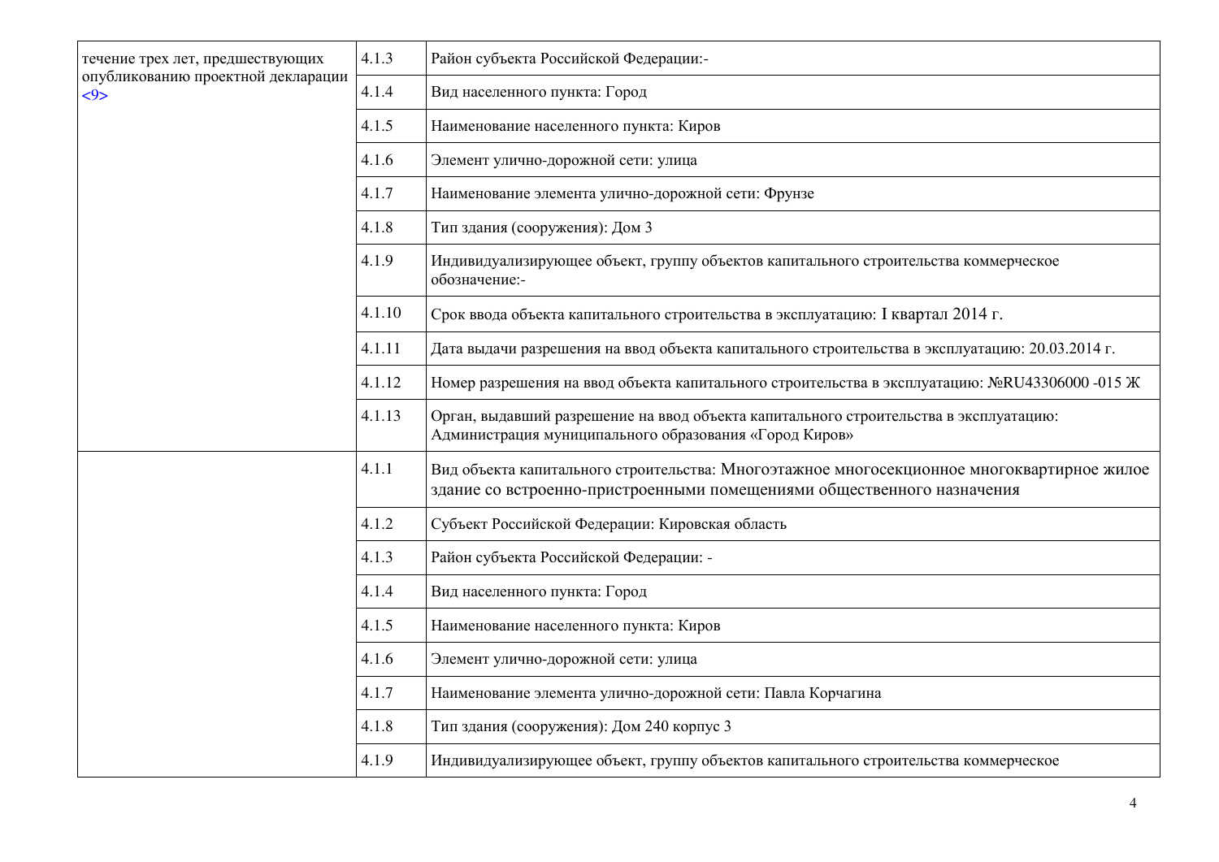| | | |
|---|---|---|
| течение трех лет, предшествующих опубликованию проектной декларации <9> | 4.1.3 | Район субъекта Российской Федерации:- |
| | 4.1.4 | Вид населенного пункта: Город |
| | 4.1.5 | Наименование населенного пункта: Киров |
| | 4.1.6 | Элемент улично-дорожной сети: улица |
| | 4.1.7 | Наименование элемента улично-дорожной сети: Фрунзе |
| | 4.1.8 | Тип здания (сооружения): Дом 3 |
| | 4.1.9 | Индивидуализирующее объект, группу объектов капитального строительства коммерческое обозначение:- |
| | 4.1.10 | Срок ввода объекта капитального строительства в эксплуатацию: I квартал 2014 г. |
| | 4.1.11 | Дата выдачи разрешения на ввод объекта капитального строительства в эксплуатацию: 20.03.2014 г. |
| | 4.1.12 | Номер разрешения на ввод объекта капитального строительства в эксплуатацию: №RU43306000 -015 Ж |
| | 4.1.13 | Орган, выдавший разрешение на ввод объекта капитального строительства в эксплуатацию: Администрация муниципального образования «Город Киров» |
| | 4.1.1 | Вид объекта капитального строительства: Многоэтажное многосекционное многоквартирное жилое здание со встроенно-пристроенными помещениями общественного назначения |
| | 4.1.2 | Субъект Российской Федерации: Кировская область |
| | 4.1.3 | Район субъекта Российской Федерации: - |
| | 4.1.4 | Вид населенного пункта: Город |
| | 4.1.5 | Наименование населенного пункта: Киров |
| | 4.1.6 | Элемент улично-дорожной сети: улица |
| | 4.1.7 | Наименование элемента улично-дорожной сети: Павла Корчагина |
| | 4.1.8 | Тип здания (сооружения): Дом 240 корпус 3 |
| | 4.1.9 | Индивидуализирующее объект, группу объектов капитального строительства коммерческое |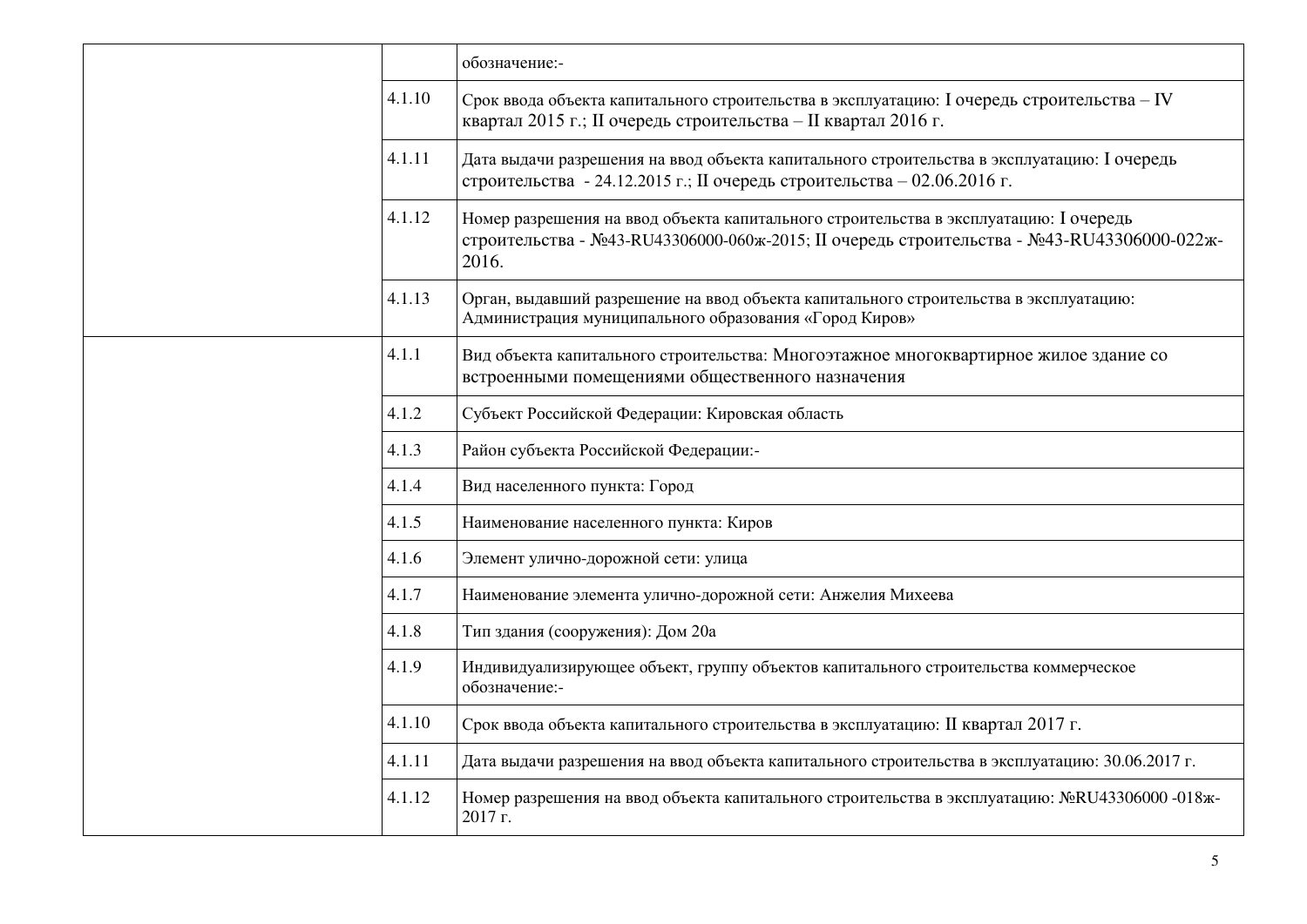| | | |
|---|---|---|
| | | обозначение:- |
| | 4.1.10 | Срок ввода объекта капитального строительства в эксплуатацию: I очередь строительства – IV квартал 2015 г.; II очередь строительства – II квартал 2016 г. |
| | 4.1.11 | Дата выдачи разрешения на ввод объекта капитального строительства в эксплуатацию: I очередь строительства - 24.12.2015 г.; II очередь строительства – 02.06.2016 г. |
| | 4.1.12 | Номер разрешения на ввод объекта капитального строительства в эксплуатацию: I очередь строительства - №43-RU43306000-060ж-2015; II очередь строительства - №43-RU43306000-022ж-2016. |
| | 4.1.13 | Орган, выдавший разрешение на ввод объекта капитального строительства в эксплуатацию: Администрация муниципального образования «Город Киров» |
| | 4.1.1 | Вид объекта капитального строительства: Многоэтажное многоквартирное жилое здание со встроенными помещениями общественного назначения |
| | 4.1.2 | Субъект Российской Федерации: Кировская область |
| | 4.1.3 | Район субъекта Российской Федерации:- |
| | 4.1.4 | Вид населенного пункта: Город |
| | 4.1.5 | Наименование населенного пункта: Киров |
| | 4.1.6 | Элемент улично-дорожной сети: улица |
| | 4.1.7 | Наименование элемента улично-дорожной сети: Анжелия Михеева |
| | 4.1.8 | Тип здания (сооружения): Дом 20а |
| | 4.1.9 | Индивидуализирующее объект, группу объектов капитального строительства коммерческое обозначение:- |
| | 4.1.10 | Срок ввода объекта капитального строительства в эксплуатацию: II квартал 2017 г. |
| | 4.1.11 | Дата выдачи разрешения на ввод объекта капитального строительства в эксплуатацию: 30.06.2017 г. |
| | 4.1.12 | Номер разрешения на ввод объекта капитального строительства в эксплуатацию: №RU43306000 -018ж-2017 г. |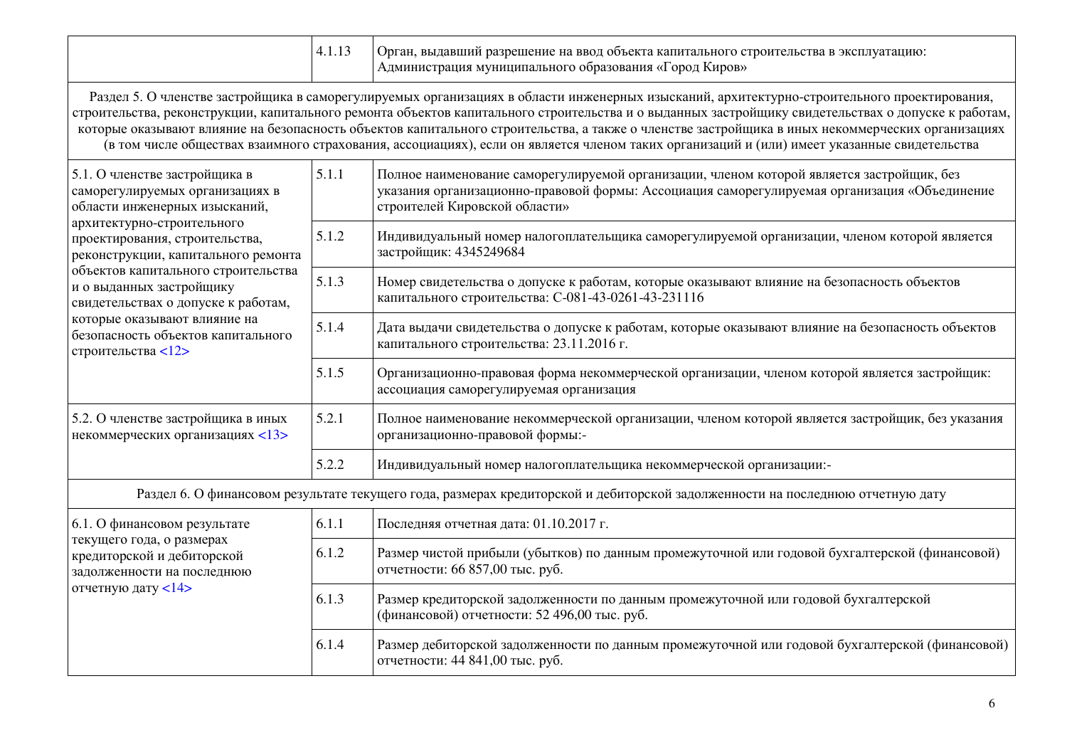| | | |
|---|---|---|
| | 4.1.13 | Орган, выдавший разрешение на ввод объекта капитального строительства в эксплуатацию: Администрация муниципального образования «Город Киров» |
| Раздел 5. О членстве застройщика в саморегулируемых организациях в области инженерных изысканий, архитектурно-строительного проектирования, строительства, реконструкции, капитального ремонта объектов капитального строительства и о выданных застройщику свидетельствах о допуске к работам, которые оказывают влияние на безопасность объектов капитального строительства, а также о членстве застройщика в иных некоммерческих организациях (в том числе обществах взаимного страхования, ассоциациях), если он является членом таких организаций и (или) имеет указанные свидетельства | | |
| 5.1. О членстве застройщика в саморегулируемых организациях в области инженерных изысканий, архитектурно-строительного проектирования, строительства, реконструкции, капитального ремонта объектов капитального строительства и о выданных застройщику свидетельствах о допуске к работам, которые оказывают влияние на безопасность объектов капитального строительства <12> | 5.1.1 | Полное наименование саморегулируемой организации, членом которой является застройщик, без указания организационно-правовой формы: Ассоциация саморегулируемая организация «Объединение строителей Кировской области» |
| | 5.1.2 | Индивидуальный номер налогоплательщика саморегулируемой организации, членом которой является застройщик: 4345249684 |
| | 5.1.3 | Номер свидетельства о допуске к работам, которые оказывают влияние на безопасность объектов капитального строительства: С-081-43-0261-43-231116 |
| | 5.1.4 | Дата выдачи свидетельства о допуске к работам, которые оказывают влияние на безопасность объектов капитального строительства: 23.11.2016 г. |
| | 5.1.5 | Организационно-правовая форма некоммерческой организации, членом которой является застройщик: ассоциация саморегулируемая организация |
| 5.2. О членстве застройщика в иных некоммерческих организациях <13> | 5.2.1 | Полное наименование некоммерческой организации, членом которой является застройщик, без указания организационно-правовой формы:- |
| | 5.2.2 | Индивидуальный номер налогоплательщика некоммерческой организации:- |
| Раздел 6. О финансовом результате текущего года, размерах кредиторской и дебиторской задолженности на последнюю отчетную дату | | |
| 6.1. О финансовом результате текущего года, о размерах кредиторской и дебиторской задолженности на последнюю отчетную дату <14> | 6.1.1 | Последняя отчетная дата: 01.10.2017 г. |
| | 6.1.2 | Размер чистой прибыли (убытков) по данным промежуточной или годовой бухгалтерской (финансовой) отчетности: 66 857,00 тыс. руб. |
| | 6.1.3 | Размер кредиторской задолженности по данным промежуточной или годовой бухгалтерской (финансовой) отчетности: 52 496,00 тыс. руб. |
| | 6.1.4 | Размер дебиторской задолженности по данным промежуточной или годовой бухгалтерской (финансовой) отчетности: 44 841,00 тыс. руб. |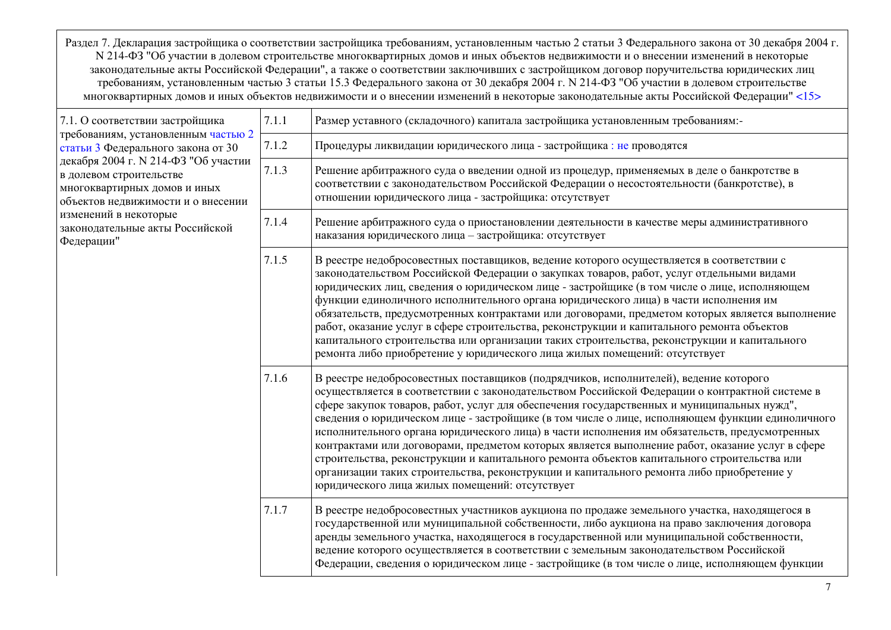| Раздел 7. Декларация застройщика о соответствии застройщика требованиям, установленным частью 2 статьи 3 Федерального закона от 30 декабря 2004 г. N 214-ФЗ "Об участии в долевом строительстве многоквартирных домов и иных объектов недвижимости и о внесении изменений в некоторые законодательные акты Российской Федерации", а также о соответствии заключивших с застройщиком договор поручительства юридических лиц требованиям, установленным частью 3 статьи 15.3 Федерального закона от 30 декабря 2004 г. N 214-ФЗ "Об участии в долевом строительстве многоквартирных домов и иных объектов недвижимости и о внесении изменений в некоторые законодательные акты Российской Федерации" <15> | | |
|---|---|---|
| 7.1. О соответствии застройщика требованиям, установленным частью 2 статьи 3 Федерального закона от 30 декабря 2004 г. N 214-ФЗ "Об участии в долевом строительстве многоквартирных домов и иных объектов недвижимости и о внесении изменений в некоторые законодательные акты Российской Федерации" | 7.1.1 | Размер уставного (складочного) капитала застройщика установленным требованиям:- |
| | 7.1.2 | Процедуры ликвидации юридического лица - застройщика : не проводятся |
| | 7.1.3 | Решение арбитражного суда о введении одной из процедур, применяемых в деле о банкротстве в соответствии с законодательством Российской Федерации о несостоятельности (банкротстве), в отношении юридического лица - застройщика: отсутствует |
| | 7.1.4 | Решение арбитражного суда о приостановлении деятельности в качестве меры административного наказания юридического лица – застройщика: отсутствует |
| | 7.1.5 | В реестре недобросовестных поставщиков, ведение которого осуществляется в соответствии с законодательством Российской Федерации о закупках товаров, работ, услуг отдельными видами юридических лиц, сведения о юридическом лице - застройщике (в том числе о лице, исполняющем функции единоличного исполнительного органа юридического лица) в части исполнения им обязательств, предусмотренных контрактами или договорами, предметом которых является выполнение работ, оказание услуг в сфере строительства, реконструкции и капитального ремонта объектов капитального строительства или организации таких строительства, реконструкции и капитального ремонта либо приобретение у юридического лица жилых помещений: отсутствует |
| | 7.1.6 | В реестре недобросовестных поставщиков (подрядчиков, исполнителей), ведение которого осуществляется в соответствии с законодательством Российской Федерации о контрактной системе в сфере закупок товаров, работ, услуг для обеспечения государственных и муниципальных нужд", сведения о юридическом лице - застройщике (в том числе о лице, исполняющем функции единоличного исполнительного органа юридического лица) в части исполнения им обязательств, предусмотренных контрактами или договорами, предметом которых является выполнение работ, оказание услуг в сфере строительства, реконструкции и капитального ремонта объектов капитального строительства или организации таких строительства, реконструкции и капитального ремонта либо приобретение у юридического лица жилых помещений: отсутствует |
| | 7.1.7 | В реестре недобросовестных участников аукциона по продаже земельного участка, находящегося в государственной или муниципальной собственности, либо аукциона на право заключения договора аренды земельного участка, находящегося в государственной или муниципальной собственности, ведение которого осуществляется в соответствии с земельным законодательством Российской Федерации, сведения о юридическом лице - застройщике (в том числе о лице, исполняющем функции |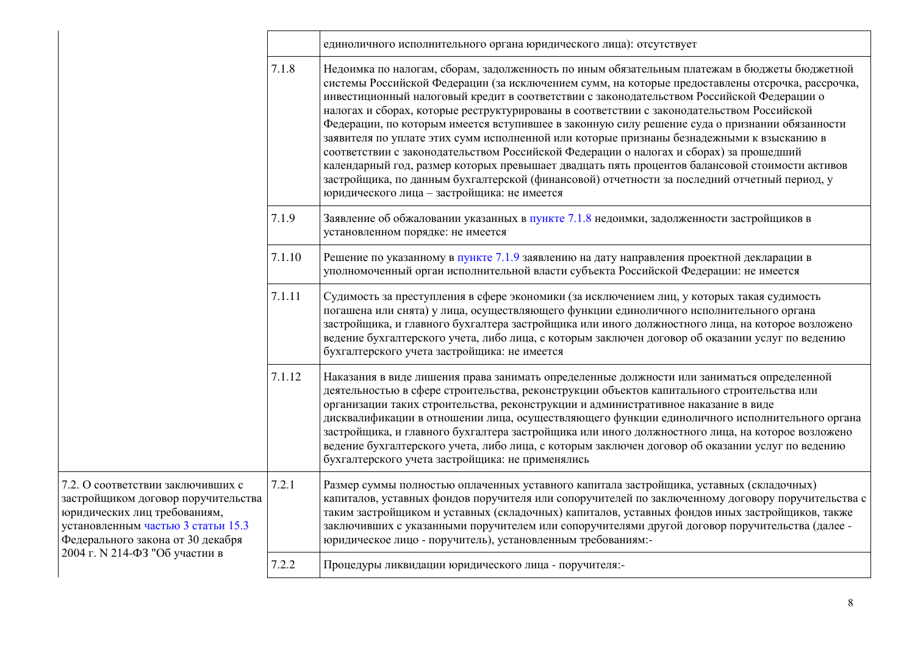| | | |
|---|---|---|
| | | единоличного исполнительного органа юридического лица): отсутствует |
| | 7.1.8 | Недоимка по налогам, сборам, задолженность по иным обязательным платежам в бюджеты бюджетной системы Российской Федерации (за исключением сумм, на которые предоставлены отсрочка, рассрочка, инвестиционный налоговый кредит в соответствии с законодательством Российской Федерации о налогах и сборах, которые реструктурированы в соответствии с законодательством Российской Федерации, по которым имеется вступившее в законную силу решение суда о признании обязанности заявителя по уплате этих сумм исполненной или которые признаны безнадежными к взысканию в соответствии с законодательством Российской Федерации о налогах и сборах) за прошедший календарный год, размер которых превышает двадцать пять процентов балансовой стоимости активов застройщика, по данным бухгалтерской (финансовой) отчетности за последний отчетный период, у юридического лица – застройщика: не имеется |
| | 7.1.9 | Заявление об обжаловании указанных в пункте 7.1.8 недоимки, задолженности застройщиков в установленном порядке: не имеется |
| | 7.1.10 | Решение по указанному в пункте 7.1.9 заявлению на дату направления проектной декларации в уполномоченный орган исполнительной власти субъекта Российской Федерации: не имеется |
| | 7.1.11 | Судимость за преступления в сфере экономики (за исключением лиц, у которых такая судимость погашена или снята) у лица, осуществляющего функции единоличного исполнительного органа застройщика, и главного бухгалтера застройщика или иного должностного лица, на которое возложено ведение бухгалтерского учета, либо лица, с которым заключен договор об оказании услуг по ведению бухгалтерского учета застройщика: не имеется |
| | 7.1.12 | Наказания в виде лишения права занимать определенные должности или заниматься определенной деятельностью в сфере строительства, реконструкции объектов капитального строительства или организации таких строительства, реконструкции и административное наказание в виде дисквалификации в отношении лица, осуществляющего функции единоличного исполнительного органа застройщика, и главного бухгалтера застройщика или иного должностного лица, на которое возложено ведение бухгалтерского учета, либо лица, с которым заключен договор об оказании услуг по ведению бухгалтерского учета застройщика: не применялись |
| 7.2. О соответствии заключивших с застройщиком договор поручительства юридических лиц требованиям, установленным частью 3 статьи 15.3 Федерального закона от 30 декабря 2004 г. N 214-ФЗ "Об участии в | 7.2.1 | Размер суммы полностью оплаченных уставного капитала застройщика, уставных (складочных) капиталов, уставных фондов поручителя или сопоручителей по заключенному договору поручительства с таким застройщиком и уставных (складочных) капиталов, уставных фондов иных застройщиков, также заключивших с указанными поручителем или сопоручителями другой договор поручительства (далее - юридическое лицо - поручитель), установленным требованиям:- |
| | 7.2.2 | Процедуры ликвидации юридического лица - поручителя:- |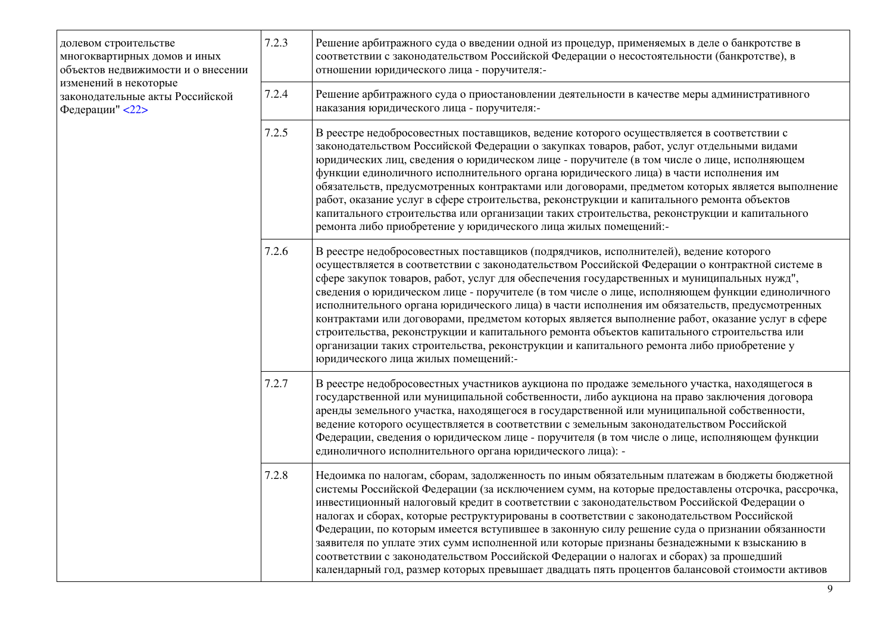| | | |
|---|---|---|
| долевом строительстве многоквартирных домов и иных объектов недвижимости и о внесении изменений в некоторые законодательные акты Российской Федерации" <22> | 7.2.3 | Решение арбитражного суда о введении одной из процедур, применяемых в деле о банкротстве в соответствии с законодательством Российской Федерации о несостоятельности (банкротстве), в отношении юридического лица - поручителя:- |
| | 7.2.4 | Решение арбитражного суда о приостановлении деятельности в качестве меры административного наказания юридического лица - поручителя:- |
| | 7.2.5 | В реестре недобросовестных поставщиков, ведение которого осуществляется в соответствии с законодательством Российской Федерации о закупках товаров, работ, услуг отдельными видами юридических лиц, сведения о юридическом лице - поручителе (в том числе о лице, исполняющем функции единоличного исполнительного органа юридического лица) в части исполнения им обязательств, предусмотренных контрактами или договорами, предметом которых является выполнение работ, оказание услуг в сфере строительства, реконструкции и капитального ремонта объектов капитального строительства или организации таких строительства, реконструкции и капитального ремонта либо приобретение у юридического лица жилых помещений:- |
| | 7.2.6 | В реестре недобросовестных поставщиков (подрядчиков, исполнителей), ведение которого осуществляется в соответствии с законодательством Российской Федерации о контрактной системе в сфере закупок товаров, работ, услуг для обеспечения государственных и муниципальных нужд", сведения о юридическом лице - поручителе (в том числе о лице, исполняющем функции единоличного исполнительного органа юридического лица) в части исполнения им обязательств, предусмотренных контрактами или договорами, предметом которых является выполнение работ, оказание услуг в сфере строительства, реконструкции и капитального ремонта объектов капитального строительства или организации таких строительства, реконструкции и капитального ремонта либо приобретение у юридического лица жилых помещений:- |
| | 7.2.7 | В реестре недобросовестных участников аукциона по продаже земельного участка, находящегося в государственной или муниципальной собственности, либо аукциона на право заключения договора аренды земельного участка, находящегося в государственной или муниципальной собственности, ведение которого осуществляется в соответствии с земельным законодательством Российской Федерации, сведения о юридическом лице - поручителя (в том числе о лице, исполняющем функции единоличного исполнительного органа юридического лица): - |
| | 7.2.8 | Недоимка по налогам, сборам, задолженность по иным обязательным платежам в бюджеты бюджетной системы Российской Федерации (за исключением сумм, на которые предоставлены отсрочка, рассрочка, инвестиционный налоговый кредит в соответствии с законодательством Российской Федерации о налогах и сборах, которые реструктурированы в соответствии с законодательством Российской Федерации, по которым имеется вступившее в законную силу решение суда о признании обязанности заявителя по уплате этих сумм исполненной или которые признаны безнадежными к взысканию в соответствии с законодательством Российской Федерации о налогах и сборах) за прошедший календарный год, размер которых превышает двадцать пять процентов балансовой стоимости активов |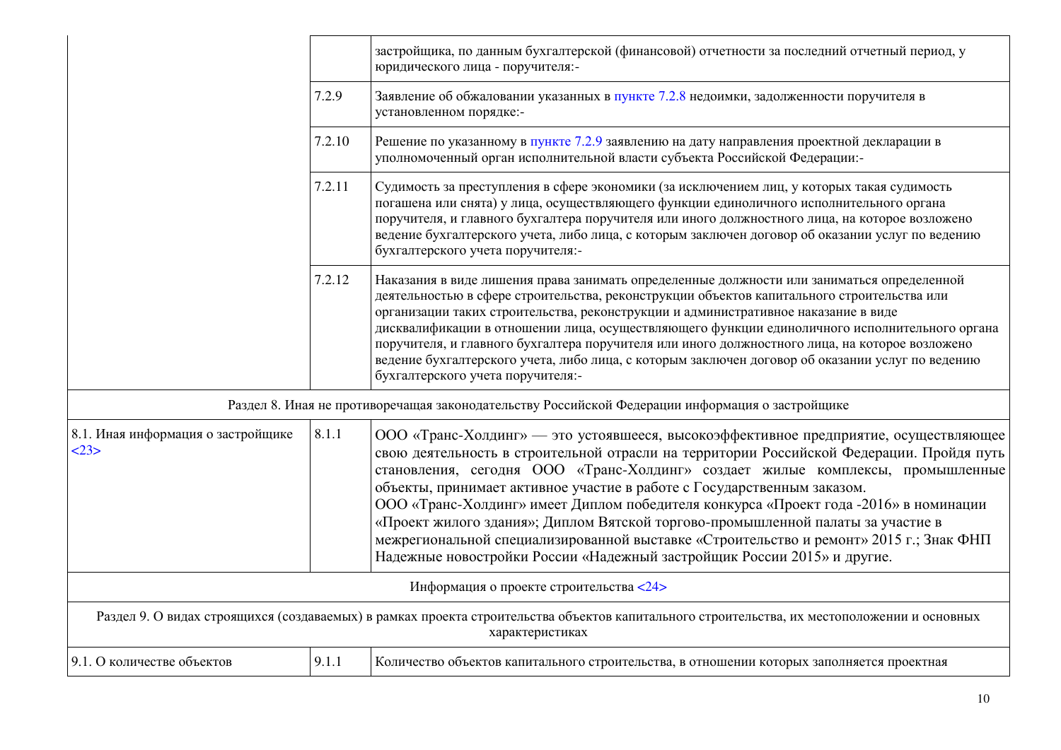| | | |
|---|---|---|
| | | застройщика, по данным бухгалтерской (финансовой) отчетности за последний отчетный период, у юридического лица - поручителя:- |
| | 7.2.9 | Заявление об обжаловании указанных в пункте 7.2.8 недоимки, задолженности поручителя в установленном порядке:- |
| | 7.2.10 | Решение по указанному в пункте 7.2.9 заявлению на дату направления проектной декларации в уполномоченный орган исполнительной власти субъекта Российской Федерации:- |
| | 7.2.11 | Судимость за преступления в сфере экономики (за исключением лиц, у которых такая судимость погашена или снята) у лица, осуществляющего функции единоличного исполнительного органа поручителя, и главного бухгалтера поручителя или иного должностного лица, на которое возложено ведение бухгалтерского учета, либо лица, с которым заключен договор об оказании услуг по ведению бухгалтерского учета поручителя:- |
| | 7.2.12 | Наказания в виде лишения права занимать определенные должности или заниматься определенной деятельностью в сфере строительства, реконструкции объектов капитального строительства или организации таких строительства, реконструкции и административное наказание в виде дисквалификации в отношении лица, осуществляющего функции единоличного исполнительного органа поручителя, и главного бухгалтера поручителя или иного должностного лица, на которое возложено ведение бухгалтерского учета, либо лица, с которым заключен договор об оказании услуг по ведению бухгалтерского учета поручителя:- |
| Раздел 8. Иная не противоречащая законодательству Российской Федерации информация о застройщике | | |
| 8.1. Иная информация о застройщике <23> | 8.1.1 | ООО «Транс-Холдинг» — это устоявшееся, высокоэффективное предприятие, осуществляющее свою деятельность в строительной отрасли на территории Российской Федерации. Пройдя путь становления, сегодня ООО «Транс-Холдинг» создает жилые комплексы, промышленные объекты, принимает активное участие в работе с Государственным заказом.<br>ООО «Транс-Холдинг» имеет Диплом победителя конкурса «Проект года -2016» в номинации «Проект жилого здания»; Диплом Вятской торгово-промышленной палаты за участие в межрегиональной специализированной выставке «Строительство и ремонт» 2015 г.; Знак ФНП Надежные новостройки России «Надежный застройщик России 2015» и другие. |
| Информация о проекте строительства <24> | | |
| Раздел 9. О видах строящихся (создаваемых) в рамках проекта строительства объектов капитального строительства, их местоположении и основных характеристиках | | |
| 9.1. О количестве объектов | 9.1.1 | Количество объектов капитального строительства, в отношении которых заполняется проектная |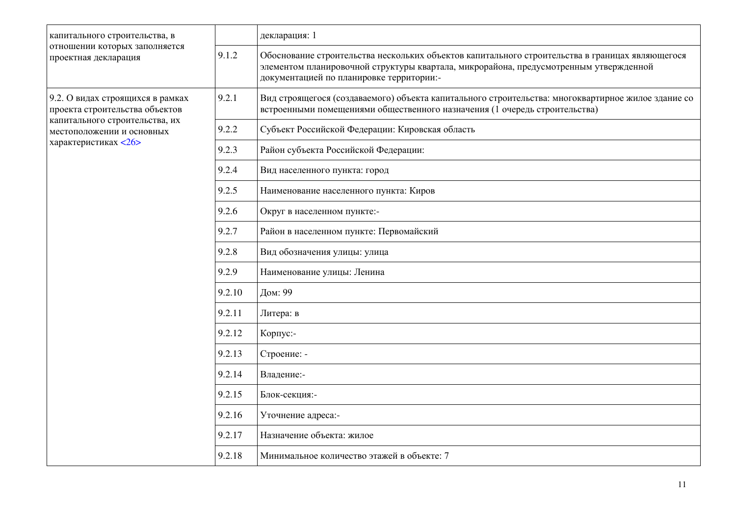| | | |
|---|---|---|
| капитального строительства, в отношении которых заполняется проектная декларация | | декларация: 1 |
| | 9.1.2 | Обоснование строительства нескольких объектов капитального строительства в границах являющегося элементом планировочной структуры квартала, микрорайона, предусмотренным утвержденной документацией по планировке территории:- |
| 9.2. О видах строящихся в рамках проекта строительства объектов капитального строительства, их местоположении и основных характеристиках <26> | 9.2.1 | Вид строящегося (создаваемого) объекта капитального строительства: многоквартирное жилое здание со встроенными помещениями общественного назначения (1 очередь строительства) |
| | 9.2.2 | Субъект Российской Федерации: Кировская область |
| | 9.2.3 | Район субъекта Российской Федерации: |
| | 9.2.4 | Вид населенного пункта: город |
| | 9.2.5 | Наименование населенного пункта: Киров |
| | 9.2.6 | Округ в населенном пункте:- |
| | 9.2.7 | Район в населенном пункте: Первомайский |
| | 9.2.8 | Вид обозначения улицы: улица |
| | 9.2.9 | Наименование улицы: Ленина |
| | 9.2.10 | Дом: 99 |
| | 9.2.11 | Литера: в |
| | 9.2.12 | Корпус:- |
| | 9.2.13 | Строение: - |
| | 9.2.14 | Владение:- |
| | 9.2.15 | Блок-секция:- |
| | 9.2.16 | Уточнение адреса:- |
| | 9.2.17 | Назначение объекта: жилое |
| | 9.2.18 | Минимальное количество этажей в объекте: 7 |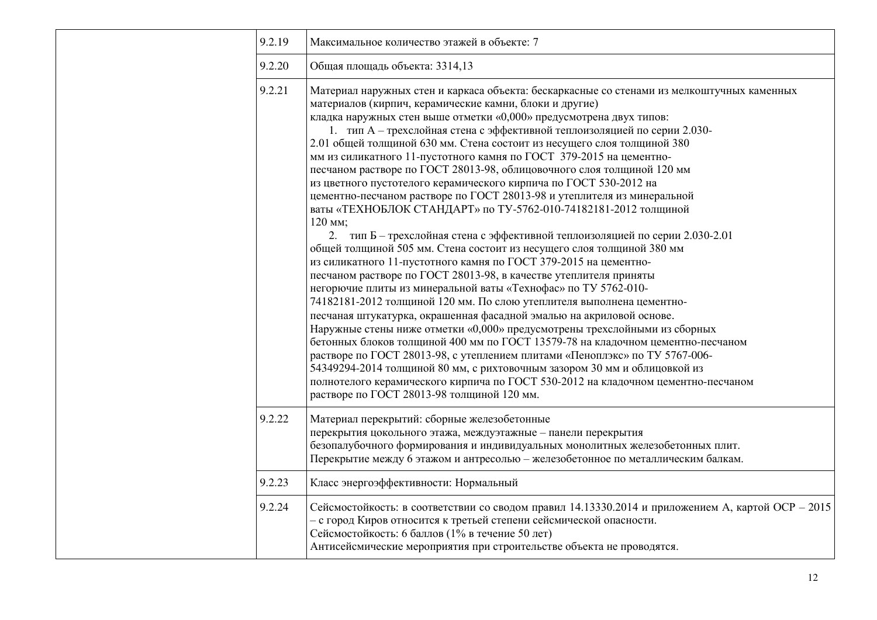| | | |
|---|---|---|
| | 9.2.19 | Максимальное количество этажей в объекте: 7 |
| | 9.2.20 | Общая площадь объекта: 3314,13 |
| | 9.2.21 | Материал наружных стен и каркаса объекта: бескаркасные со стенами из мелкоштучных каменных материалов (кирпич, керамические камни, блоки и другие)<br>кладка наружных стен выше отметки «0,000» предусмотрена двух типов:<br>1. тип А – трехслойная стена с эффективной теплоизоляцией по серии 2.030-2.01 общей толщиной 630 мм. Стена состоит из несущего слоя толщиной 380 мм из силикатного 11-пустотного камня по ГОСТ 379-2015 на цементно-песчаном растворе по ГОСТ 28013-98, облицовочного слоя толщиной 120 мм из цветного пустотелого керамического кирпича по ГОСТ 530-2012 на цементно-песчаном растворе по ГОСТ 28013-98 и утеплителя из минеральной ваты «ТЕХНОБЛОК СТАНДАРТ» по ТУ-5762-010-74182181-2012 толщиной 120 мм;<br>2. тип Б – трехслойная стена с эффективной теплоизоляцией по серии 2.030-2.01 общей толщиной 505 мм. Стена состоит из несущего слоя толщиной 380 мм из силикатного 11-пустотного камня по ГОСТ 379-2015 на цементно-песчаном растворе по ГОСТ 28013-98, в качестве утеплителя приняты негорючие плиты из минеральной ваты «Технофас» по ТУ 5762-010-74182181-2012 толщиной 120 мм. По слою утеплителя выполнена цементно-песчаная штукатурка, окрашенная фасадной эмалью на акриловой основе.<br>Наружные стены ниже отметки «0,000» предусмотрены трехслойными из сборных бетонных блоков толщиной 400 мм по ГОСТ 13579-78 на кладочном цементно-песчаном растворе по ГОСТ 28013-98, с утеплением плитами «Пеноплэкс» по ТУ 5767-006-54349294-2014 толщиной 80 мм, с рихтовочным зазором 30 мм и облицовкой из полнотелого керамического кирпича по ГОСТ 530-2012 на кладочном цементно-песчаном растворе по ГОСТ 28013-98 толщиной 120 мм. |
| | 9.2.22 | Материал перекрытий: сборные железобетонные<br>перекрытия цокольного этажа, междуэтажные – панели перекрытия безопалубочного формирования и индивидуальных монолитных железобетонных плит.<br>Перекрытие между 6 этажом и антресолью – железобетонное по металлическим балкам. |
| | 9.2.23 | Класс энергоэффективности: Нормальный |
| | 9.2.24 | Сейсмостойкость: в соответствии со сводом правил 14.13330.2014 и приложением А, картой ОСР – 2015 – с город Киров относится к третьей степени сейсмической опасности.<br>Сейсмостойкость: 6 баллов (1% в течение 50 лет)<br>Антисейсмические мероприятия при строительстве объекта не проводятся. |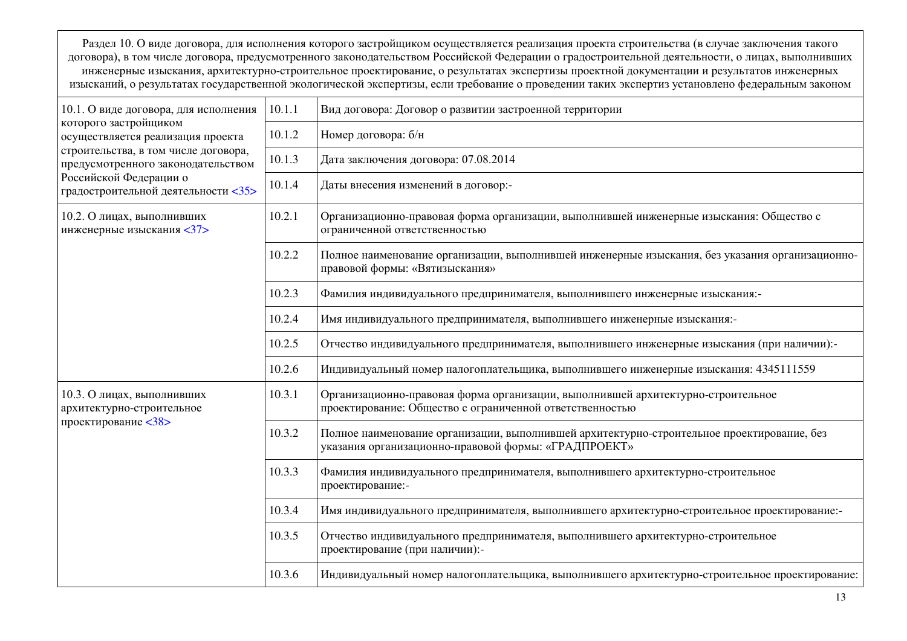| Раздел 10. О виде договора, для исполнения которого застройщиком осуществляется реализация проекта строительства (в случае заключения такого договора), в том числе договора, предусмотренного законодательством Российской Федерации о градостроительной деятельности, о лицах, выполнивших инженерные изыскания, архитектурно-строительное проектирование, о результатах экспертизы проектной документации и результатов инженерных изысканий, о результатах государственной экологической экспертизы, если требование о проведении таких экспертиз установлено федеральным законом | | |
|---|---|---|
| 10.1. О виде договора, для исполнения которого застройщиком осуществляется реализация проекта строительства, в том числе договора, предусмотренного законодательством Российской Федерации о градостроительной деятельности <35> | 10.1.1 | Вид договора: Договор о развитии застроенной территории |
| | 10.1.2 | Номер договора: б/н |
| | 10.1.3 | Дата заключения договора: 07.08.2014 |
| | 10.1.4 | Даты внесения изменений в договор:- |
| 10.2. О лицах, выполнивших инженерные изыскания <37> | 10.2.1 | Организационно-правовая форма организации, выполнившей инженерные изыскания: Общество с ограниченной ответственностью |
| | 10.2.2 | Полное наименование организации, выполнившей инженерные изыскания, без указания организационно-правовой формы: «Вятизыскания» |
| | 10.2.3 | Фамилия индивидуального предпринимателя, выполнившего инженерные изыскания:- |
| | 10.2.4 | Имя индивидуального предпринимателя, выполнившего инженерные изыскания:- |
| | 10.2.5 | Отчество индивидуального предпринимателя, выполнившего инженерные изыскания (при наличии):- |
| | 10.2.6 | Индивидуальный номер налогоплательщика, выполнившего инженерные изыскания: 4345111559 |
| 10.3. О лицах, выполнивших архитектурно-строительное проектирование <38> | 10.3.1 | Организационно-правовая форма организации, выполнившей архитектурно-строительное проектирование: Общество с ограниченной ответственностью |
| | 10.3.2 | Полное наименование организации, выполнившей архитектурно-строительное проектирование, без указания организационно-правовой формы: «ГРАДПРОЕКТ» |
| | 10.3.3 | Фамилия индивидуального предпринимателя, выполнившего архитектурно-строительное проектирование:- |
| | 10.3.4 | Имя индивидуального предпринимателя, выполнившего архитектурно-строительное проектирование:- |
| | 10.3.5 | Отчество индивидуального предпринимателя, выполнившего архитектурно-строительное проектирование (при наличии):- |
| | 10.3.6 | Индивидуальный номер налогоплательщика, выполнившего архитектурно-строительное проектирование: |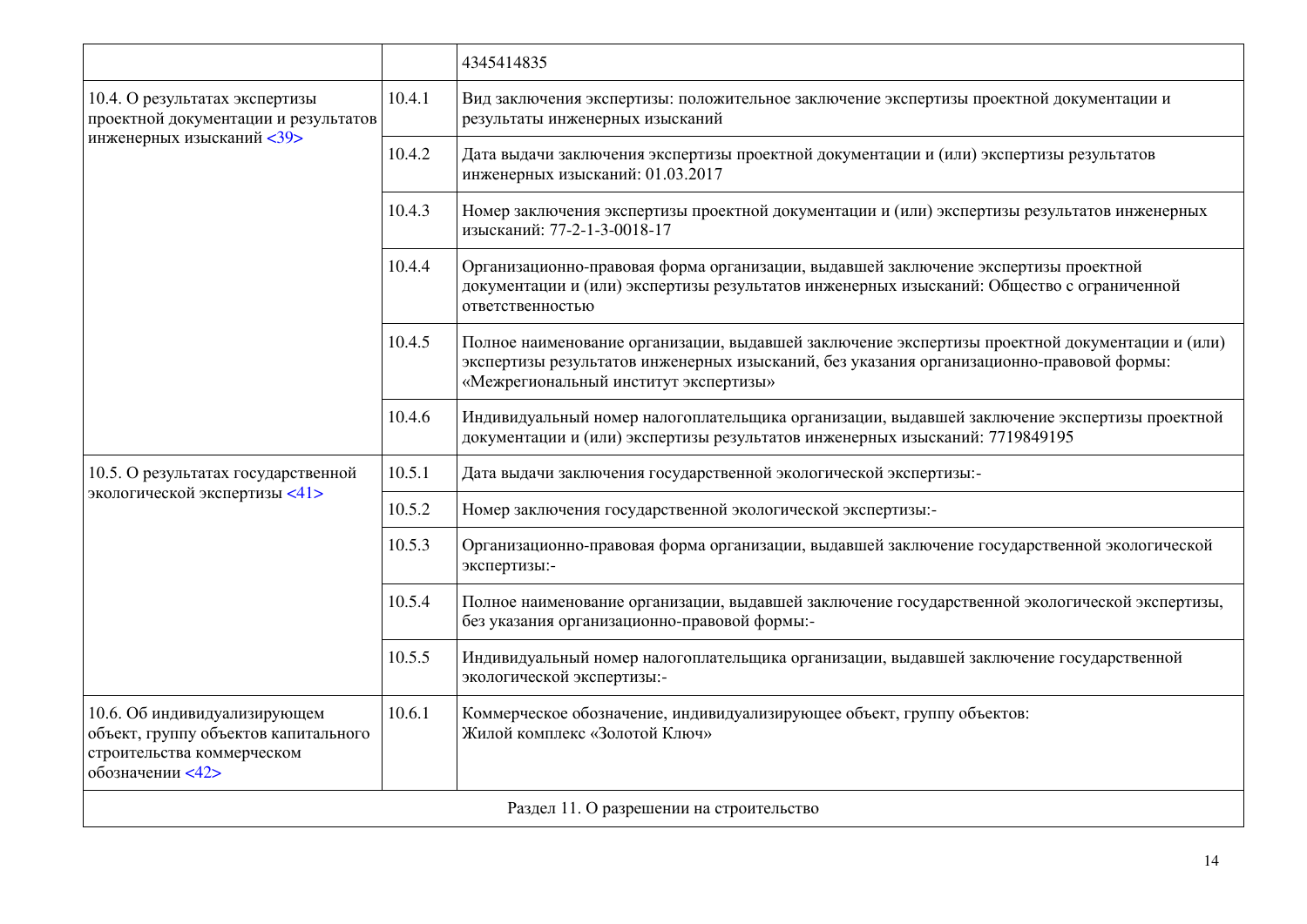| | | |
|---|---|---|
| | | 4345414835 |
| 10.4. О результатах экспертизы проектной документации и результатов инженерных изысканий <39> | 10.4.1 | Вид заключения экспертизы: положительное заключение экспертизы проектной документации и результаты инженерных изысканий |
| | 10.4.2 | Дата выдачи заключения экспертизы проектной документации и (или) экспертизы результатов инженерных изысканий: 01.03.2017 |
| | 10.4.3 | Номер заключения экспертизы проектной документации и (или) экспертизы результатов инженерных изысканий: 77-2-1-3-0018-17 |
| | 10.4.4 | Организационно-правовая форма организации, выдавшей заключение экспертизы проектной документации и (или) экспертизы результатов инженерных изысканий: Общество с ограниченной ответственностью |
| | 10.4.5 | Полное наименование организации, выдавшей заключение экспертизы проектной документации и (или) экспертизы результатов инженерных изысканий, без указания организационно-правовой формы: «Межрегиональный институт экспертизы» |
| | 10.4.6 | Индивидуальный номер налогоплательщика организации, выдавшей заключение экспертизы проектной документации и (или) экспертизы результатов инженерных изысканий: 7719849195 |
| 10.5. О результатах государственной экологической экспертизы <41> | 10.5.1 | Дата выдачи заключения государственной экологической экспертизы:- |
| | 10.5.2 | Номер заключения государственной экологической экспертизы:- |
| | 10.5.3 | Организационно-правовая форма организации, выдавшей заключение государственной экологической экспертизы:- |
| | 10.5.4 | Полное наименование организации, выдавшей заключение государственной экологической экспертизы, без указания организационно-правовой формы:- |
| | 10.5.5 | Индивидуальный номер налогоплательщика организации, выдавшей заключение государственной экологической экспертизы:- |
| 10.6. Об индивидуализирующем объект, группу объектов капитального строительства коммерческом обозначении <42> | 10.6.1 | Коммерческое обозначение, индивидуализирующее объект, группу объектов: Жилой комплекс «Золотой Ключ» |
| Раздел 11. О разрешении на строительство | | |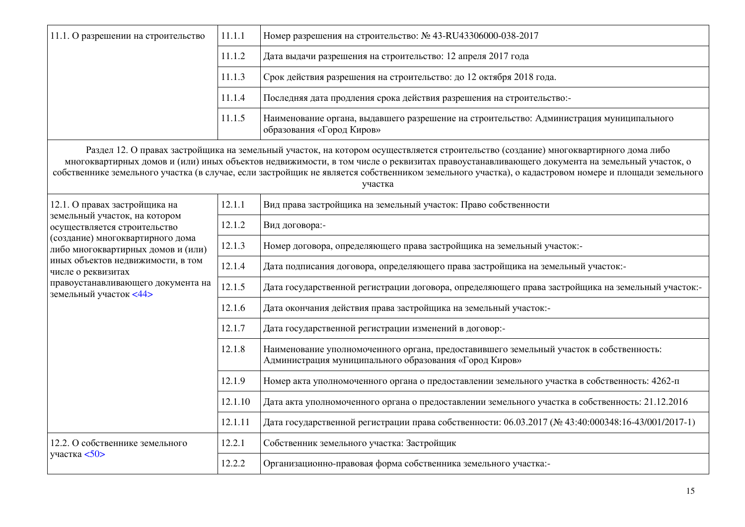| | | |
|---|---|---|
| 11.1. О разрешении на строительство | 11.1.1 | Номер разрешения на строительство: № 43-RU43306000-038-2017 |
| | 11.1.2 | Дата выдачи разрешения на строительство: 12 апреля 2017 года |
| | 11.1.3 | Срок действия разрешения на строительство: до 12 октября 2018 года. |
| | 11.1.4 | Последняя дата продления срока действия разрешения на строительство:- |
| | 11.1.5 | Наименование органа, выдавшего разрешение на строительство: Администрация муниципального образования «Город Киров» |
| Раздел 12. О правах застройщика на земельный участок, на котором осуществляется строительство (создание) многоквартирного дома либо многоквартирных домов и (или) иных объектов недвижимости, в том числе о реквизитах правоустанавливающего документа на земельный участок, о собственнике земельного участка (в случае, если застройщик не является собственником земельного участка), о кадастровом номере и площади земельного участка | | |
| 12.1. О правах застройщика на земельный участок, на котором осуществляется строительство (создание) многоквартирного дома либо многоквартирных домов и (или) иных объектов недвижимости, в том числе о реквизитах правоустанавливающего документа на земельный участок <44> | 12.1.1 | Вид права застройщика на земельный участок: Право собственности |
| | 12.1.2 | Вид договора:- |
| | 12.1.3 | Номер договора, определяющего права застройщика на земельный участок:- |
| | 12.1.4 | Дата подписания договора, определяющего права застройщика на земельный участок:- |
| | 12.1.5 | Дата государственной регистрации договора, определяющего права застройщика на земельный участок:- |
| | 12.1.6 | Дата окончания действия права застройщика на земельный участок:- |
| | 12.1.7 | Дата государственной регистрации изменений в договор:- |
| | 12.1.8 | Наименование уполномоченного органа, предоставившего земельный участок в собственность: Администрация муниципального образования «Город Киров» |
| | 12.1.9 | Номер акта уполномоченного органа о предоставлении земельного участка в собственность: 4262-п |
| | 12.1.10 | Дата акта уполномоченного органа о предоставлении земельного участка в собственность: 21.12.2016 |
| | 12.1.11 | Дата государственной регистрации права собственности: 06.03.2017 (№ 43:40:000348:16-43/001/2017-1) |
| 12.2. О собственнике земельного участка <50> | 12.2.1 | Собственник земельного участка: Застройщик |
| | 12.2.2 | Организационно-правовая форма собственника земельного участка:- |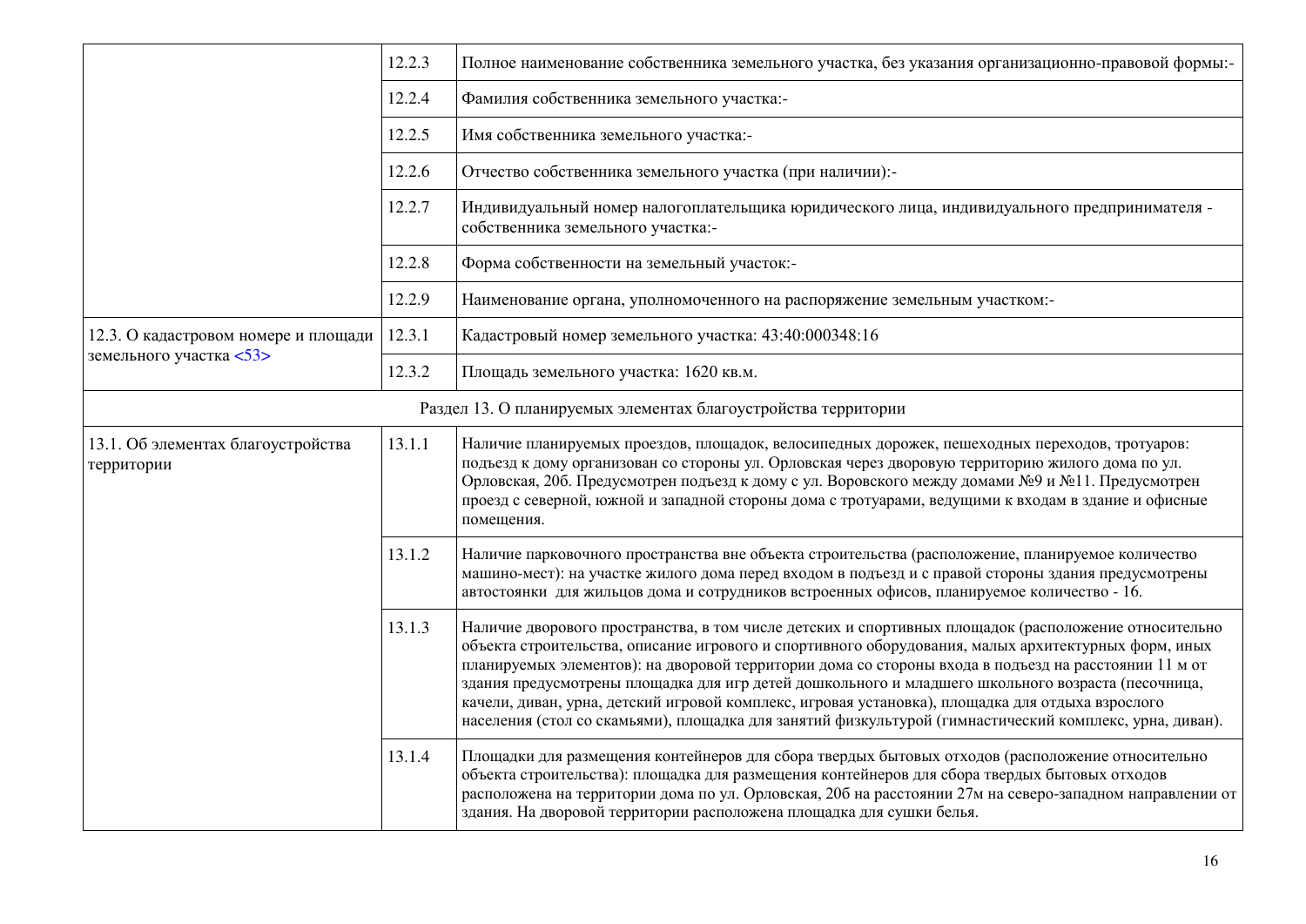| | | |
|---|---|---|
| | 12.2.3 | Полное наименование собственника земельного участка, без указания организационно-правовой формы:- |
| | 12.2.4 | Фамилия собственника земельного участка:- |
| | 12.2.5 | Имя собственника земельного участка:- |
| | 12.2.6 | Отчество собственника земельного участка (при наличии):- |
| | 12.2.7 | Индивидуальный номер налогоплательщика юридического лица, индивидуального предпринимателя - собственника земельного участка:- |
| | 12.2.8 | Форма собственности на земельный участок:- |
| | 12.2.9 | Наименование органа, уполномоченного на распоряжение земельным участком:- |
| 12.3. О кадастровом номере и площади земельного участка <53> | 12.3.1 | Кадастровый номер земельного участка: 43:40:000348:16 |
| | 12.3.2 | Площадь земельного участка: 1620 кв.м. |
| Раздел 13. О планируемых элементах благоустройства территории | | |
| 13.1. Об элементах благоустройства территории | 13.1.1 | Наличие планируемых проездов, площадок, велосипедных дорожек, пешеходных переходов, тротуаров: подъезд к дому организован со стороны ул. Орловская через дворовую территорию жилого дома по ул. Орловская, 20б. Предусмотрен подъезд к дому с ул. Воровского между домами №9 и №11. Предусмотрен проезд с северной, южной и западной стороны дома с тротуарами, ведущими к входам в здание и офисные помещения. |
| | 13.1.2 | Наличие парковочного пространства вне объекта строительства (расположение, планируемое количество машино-мест): на участке жилого дома перед входом в подъезд и с правой стороны здания предусмотрены автостоянки для жильцов дома и сотрудников встроенных офисов, планируемое количество - 16. |
| | 13.1.3 | Наличие дворового пространства, в том числе детских и спортивных площадок (расположение относительно объекта строительства, описание игрового и спортивного оборудования, малых архитектурных форм, иных планируемых элементов): на дворовой территории дома со стороны входа в подъезд на расстоянии 11 м от здания предусмотрены площадка для игр детей дошкольного и младшего школьного возраста (песочница, качели, диван, урна, детский игровой комплекс, игровая установка), площадка для отдыха взрослого населения (стол со скамьями), площадка для занятий физкультурой (гимнастический комплекс, урна, диван). |
| | 13.1.4 | Площадки для размещения контейнеров для сбора твердых бытовых отходов (расположение относительно объекта строительства): площадка для размещения контейнеров для сбора твердых бытовых отходов расположена на территории дома по ул. Орловская, 20б на расстоянии 27м на северо-западном направлении от здания. На дворовой территории расположена площадка для сушки белья. |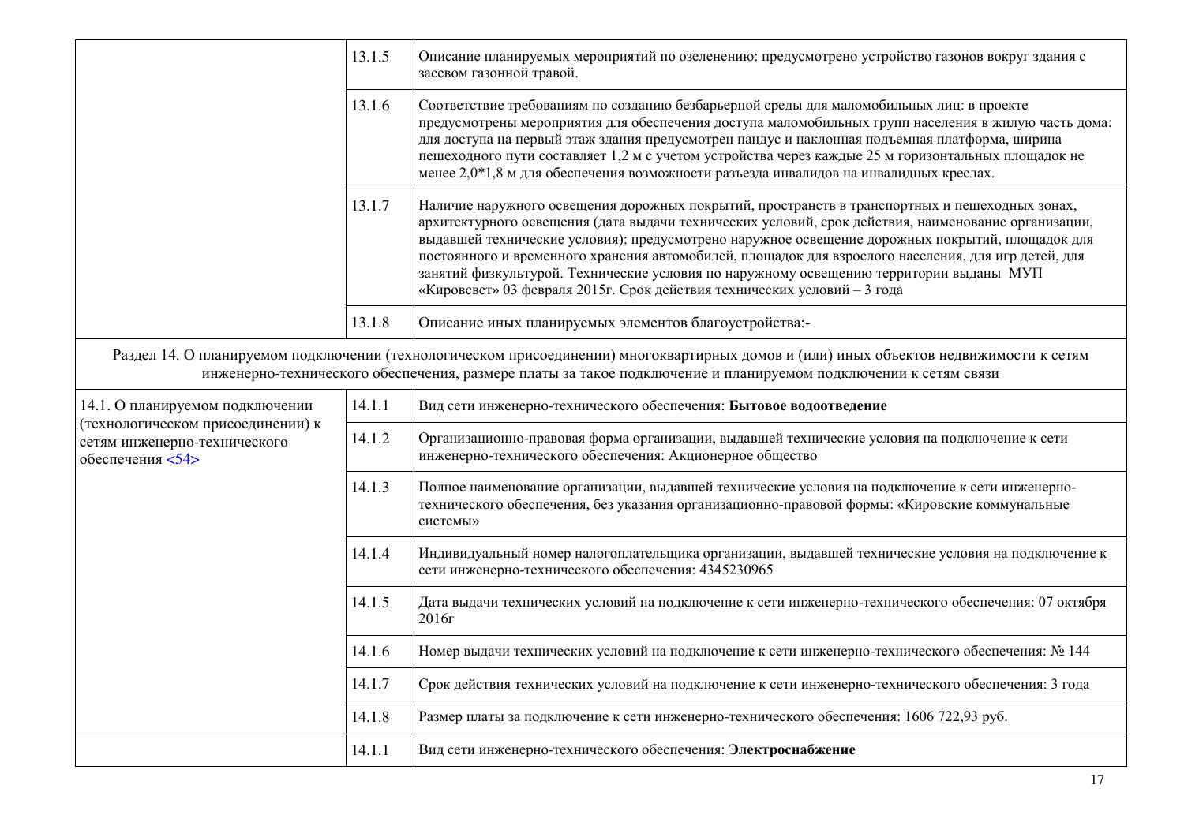| | | |
|---|---|---|
| | 13.1.5 | Описание планируемых мероприятий по озеленению: предусмотрено устройство газонов вокруг здания с засевом газонной травой. |
| | 13.1.6 | Соответствие требованиям по созданию безбарьерной среды для маломобильных лиц: в проекте предусмотрены мероприятия для обеспечения доступа маломобильных групп населения в жилую часть дома: для доступа на первый этаж здания предусмотрен пандус и наклонная подъемная платформа, ширина пешеходного пути составляет 1,2 м с учетом устройства через каждые 25 м горизонтальных площадок не менее 2,0*1,8 м для обеспечения возможности разъезда инвалидов на инвалидных креслах. |
| | 13.1.7 | Наличие наружного освещения дорожных покрытий, пространств в транспортных и пешеходных зонах, архитектурного освещения (дата выдачи технических условий, срок действия, наименование организации, выдавшей технические условия): предусмотрено наружное освещение дорожных покрытий, площадок для постоянного и временного хранения автомобилей, площадок для взрослого населения, для игр детей, для занятий физкультурой. Технические условия по наружному освещению территории выданы МУП «Кировсвет» 03 февраля 2015г. Срок действия технических условий – 3 года |
| | 13.1.8 | Описание иных планируемых элементов благоустройства:- |
| Раздел 14. О планируемом подключении (технологическом присоединении) многоквартирных домов и (или) иных объектов недвижимости к сетям инженерно-технического обеспечения, размере платы за такое подключение и планируемом подключении к сетям связи | | |
| 14.1. О планируемом подключении (технологическом присоединении) к сетям инженерно-технического обеспечения <54> | 14.1.1 | Вид сети инженерно-технического обеспечения: **Бытовое водоотведение** |
| | 14.1.2 | Организационно-правовая форма организации, выдавшей технические условия на подключение к сети инженерно-технического обеспечения: Акционерное общество |
| | 14.1.3 | Полное наименование организации, выдавшей технические условия на подключение к сети инженерно-технического обеспечения, без указания организационно-правовой формы: «Кировские коммунальные системы» |
| | 14.1.4 | Индивидуальный номер налогоплательщика организации, выдавшей технические условия на подключение к сети инженерно-технического обеспечения: 4345230965 |
| | 14.1.5 | Дата выдачи технических условий на подключение к сети инженерно-технического обеспечения: 07 октября 2016г |
| | 14.1.6 | Номер выдачи технических условий на подключение к сети инженерно-технического обеспечения: № 144 |
| | 14.1.7 | Срок действия технических условий на подключение к сети инженерно-технического обеспечения: 3 года |
| | 14.1.8 | Размер платы за подключение к сети инженерно-технического обеспечения: 1606 722,93 руб. |
| | 14.1.1 | Вид сети инженерно-технического обеспечения: **Электроснабжение** |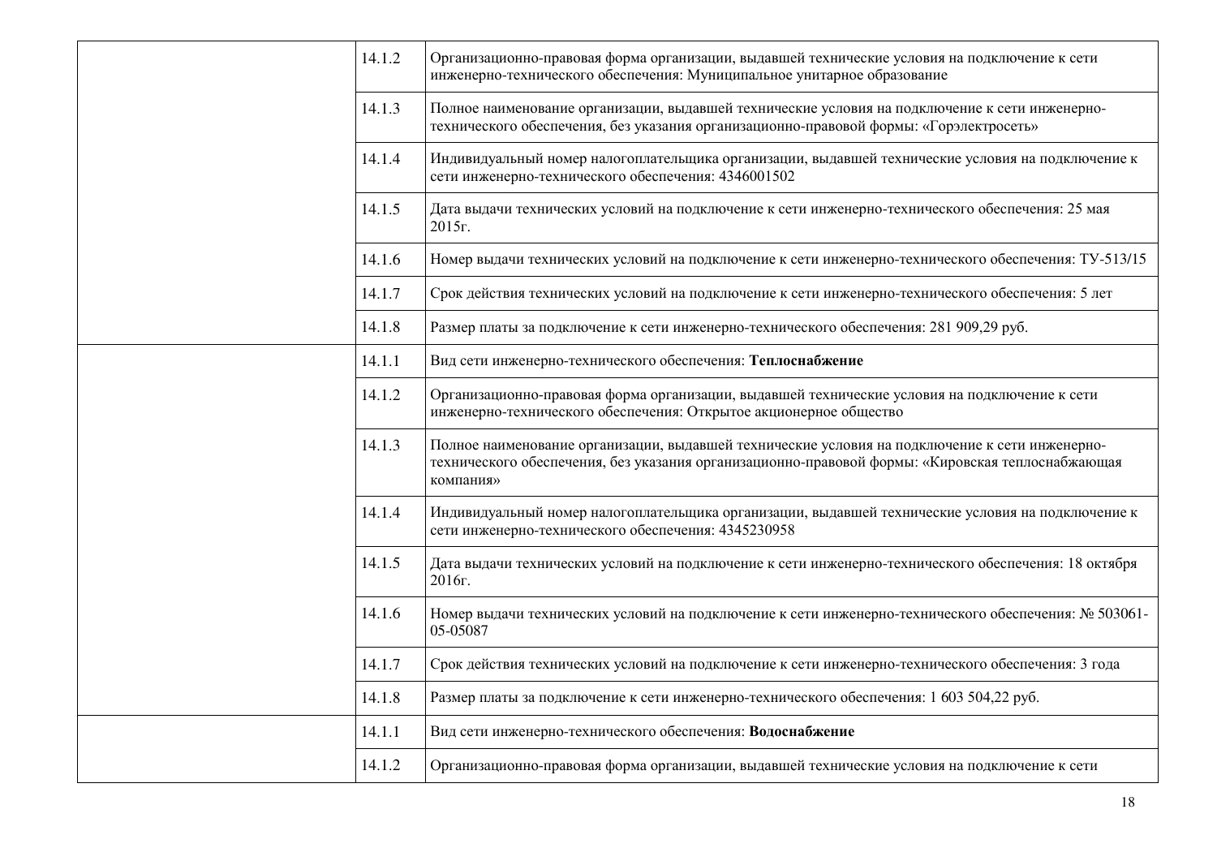| | | |
|---|---|---|
| | 14.1.2 | Организационно-правовая форма организации, выдавшей технические условия на подключение к сети инженерно-технического обеспечения: Муниципальное унитарное образование |
| | 14.1.3 | Полное наименование организации, выдавшей технические условия на подключение к сети инженерно-технического обеспечения, без указания организационно-правовой формы: «Горэлектросеть» |
| | 14.1.4 | Индивидуальный номер налогоплательщика организации, выдавшей технические условия на подключение к сети инженерно-технического обеспечения: 4346001502 |
| | 14.1.5 | Дата выдачи технических условий на подключение к сети инженерно-технического обеспечения: 25 мая 2015г. |
| | 14.1.6 | Номер выдачи технических условий на подключение к сети инженерно-технического обеспечения: ТУ-513/15 |
| | 14.1.7 | Срок действия технических условий на подключение к сети инженерно-технического обеспечения: 5 лет |
| | 14.1.8 | Размер платы за подключение к сети инженерно-технического обеспечения: 281 909,29 руб. |
| | 14.1.1 | Вид сети инженерно-технического обеспечения: **Теплоснабжение** |
| | 14.1.2 | Организационно-правовая форма организации, выдавшей технические условия на подключение к сети инженерно-технического обеспечения: Открытое акционерное общество |
| | 14.1.3 | Полное наименование организации, выдавшей технические условия на подключение к сети инженерно-технического обеспечения, без указания организационно-правовой формы: «Кировская теплоснабжающая компания» |
| | 14.1.4 | Индивидуальный номер налогоплательщика организации, выдавшей технические условия на подключение к сети инженерно-технического обеспечения: 4345230958 |
| | 14.1.5 | Дата выдачи технических условий на подключение к сети инженерно-технического обеспечения: 18 октября 2016г. |
| | 14.1.6 | Номер выдачи технических условий на подключение к сети инженерно-технического обеспечения: № 503061-05-05087 |
| | 14.1.7 | Срок действия технических условий на подключение к сети инженерно-технического обеспечения: 3 года |
| | 14.1.8 | Размер платы за подключение к сети инженерно-технического обеспечения: 1 603 504,22 руб. |
| | 14.1.1 | Вид сети инженерно-технического обеспечения: **Водоснабжение** |
| | 14.1.2 | Организационно-правовая форма организации, выдавшей технические условия на подключение к сети |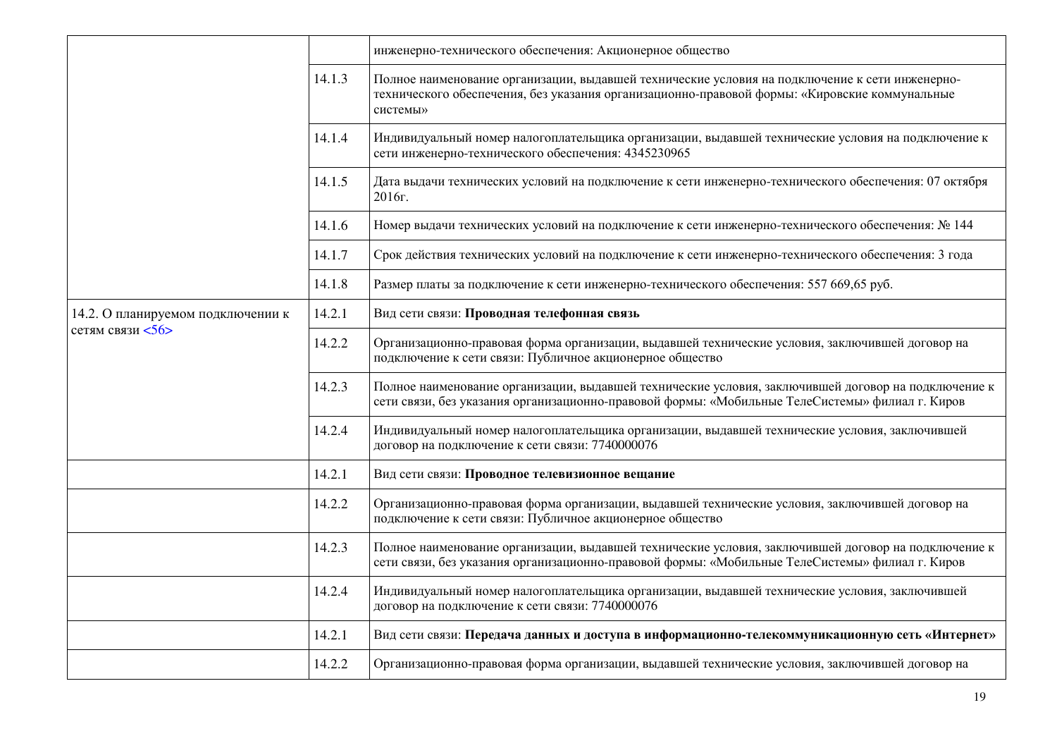| | | |
|---|---|---|
| | | инженерно-технического обеспечения: Акционерное общество |
| | 14.1.3 | Полное наименование организации, выдавшей технические условия на подключение к сети инженерно-технического обеспечения, без указания организационно-правовой формы: «Кировские коммунальные системы» |
| | 14.1.4 | Индивидуальный номер налогоплательщика организации, выдавшей технические условия на подключение к сети инженерно-технического обеспечения: 4345230965 |
| | 14.1.5 | Дата выдачи технических условий на подключение к сети инженерно-технического обеспечения: 07 октября 2016г. |
| | 14.1.6 | Номер выдачи технических условий на подключение к сети инженерно-технического обеспечения: № 144 |
| | 14.1.7 | Срок действия технических условий на подключение к сети инженерно-технического обеспечения: 3 года |
| | 14.1.8 | Размер платы за подключение к сети инженерно-технического обеспечения: 557 669,65 руб. |
| 14.2. О планируемом подключении к сетям связи <56> | 14.2.1 | Вид сети связи: **Проводная телефонная связь** |
| | 14.2.2 | Организационно-правовая форма организации, выдавшей технические условия, заключившей договор на подключение к сети связи: Публичное акционерное общество |
| | 14.2.3 | Полное наименование организации, выдавшей технические условия, заключившей договор на подключение к сети связи, без указания организационно-правовой формы: «Мобильные ТелеСистемы» филиал г. Киров |
| | 14.2.4 | Индивидуальный номер налогоплательщика организации, выдавшей технические условия, заключившей договор на подключение к сети связи: 7740000076 |
| | 14.2.1 | Вид сети связи: **Проводное телевизионное вещание** |
| | 14.2.2 | Организационно-правовая форма организации, выдавшей технические условия, заключившей договор на подключение к сети связи: Публичное акционерное общество |
| | 14.2.3 | Полное наименование организации, выдавшей технические условия, заключившей договор на подключение к сети связи, без указания организационно-правовой формы: «Мобильные ТелеСистемы» филиал г. Киров |
| | 14.2.4 | Индивидуальный номер налогоплательщика организации, выдавшей технические условия, заключившей договор на подключение к сети связи: 7740000076 |
| | 14.2.1 | Вид сети связи: **Передача данных и доступа в информационно-телекоммуникационную сеть «Интернет»** |
| | 14.2.2 | Организационно-правовая форма организации, выдавшей технические условия, заключившей договор на |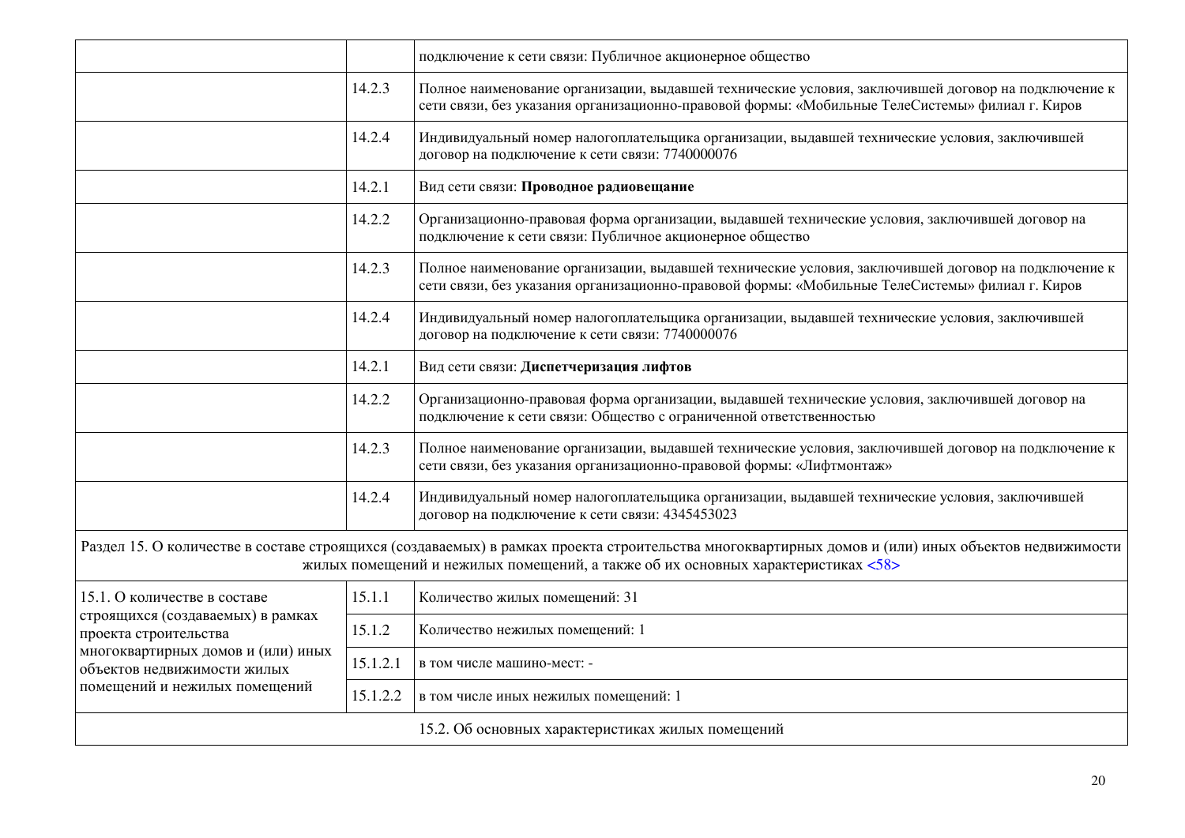| | | |
|---|---|---|
| | | подключение к сети связи: Публичное акционерное общество |
| | 14.2.3 | Полное наименование организации, выдавшей технические условия, заключившей договор на подключение к сети связи, без указания организационно-правовой формы: «Мобильные ТелеСистемы» филиал г. Киров |
| | 14.2.4 | Индивидуальный номер налогоплательщика организации, выдавшей технические условия, заключившей договор на подключение к сети связи: 7740000076 |
| | 14.2.1 | Вид сети связи: **Проводное радиовещание** |
| | 14.2.2 | Организационно-правовая форма организации, выдавшей технические условия, заключившей договор на подключение к сети связи: Публичное акционерное общество |
| | 14.2.3 | Полное наименование организации, выдавшей технические условия, заключившей договор на подключение к сети связи, без указания организационно-правовой формы: «Мобильные ТелеСистемы» филиал г. Киров |
| | 14.2.4 | Индивидуальный номер налогоплательщика организации, выдавшей технические условия, заключившей договор на подключение к сети связи: 7740000076 |
| | 14.2.1 | Вид сети связи: **Диспетчеризация лифтов** |
| | 14.2.2 | Организационно-правовая форма организации, выдавшей технические условия, заключившей договор на подключение к сети связи: Общество с ограниченной ответственностью |
| | 14.2.3 | Полное наименование организации, выдавшей технические условия, заключившей договор на подключение к сети связи, без указания организационно-правовой формы: «Лифтмонтаж» |
| | 14.2.4 | Индивидуальный номер налогоплательщика организации, выдавшей технические условия, заключившей договор на подключение к сети связи: 4345453023 |
| Раздел 15. О количестве в составе строящихся (создаваемых) в рамках проекта строительства многоквартирных домов и (или) иных объектов недвижимости жилых помещений и нежилых помещений, а также об их основных характеристиках <58> | | |
| 15.1. О количестве в составе строящихся (создаваемых) в рамках проекта строительства многоквартирных домов и (или) иных объектов недвижимости жилых помещений и нежилых помещений | 15.1.1 | Количество жилых помещений: 31 |
| | 15.1.2 | Количество нежилых помещений: 1 |
| | 15.1.2.1 | в том числе машино-мест: - |
| | 15.1.2.2 | в том числе иных нежилых помещений: 1 |
| 15.2. Об основных характеристиках жилых помещений | | |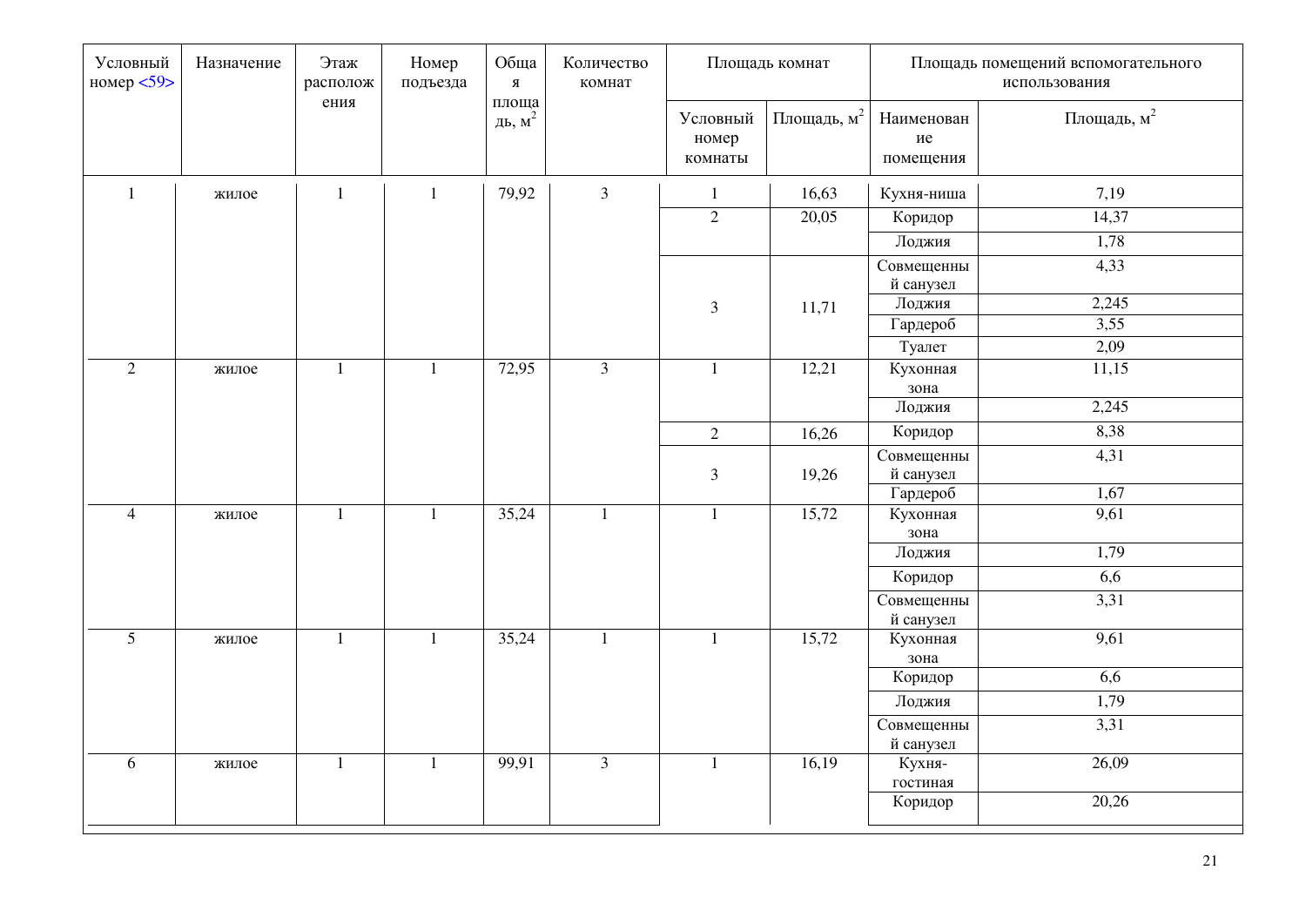| Условный номер <59> | Назначение | Этаж расположения | Номер подъезда | Общая площадь, м$^2$ | Количество комнат | Площадь комнат | | Площадь помещений вспомогательного использования | |
|---|---|---|---|---|---|---|---|---|---|
| | | | | | | Условный номер комнаты | Площадь, м$^2$ | Наименование помещения | Площадь, м$^2$ |
| 1 | жилое | 1 | 1 | 79,92 | 3 | 1 | 16,63 | Кухня-ниша | 7,19 |
| | | | | | | 2 | 20,05 | Коридор | 14,37 |
| | | | | | | | | Лоджия | 1,78 |
| | | | | | | 3 | 11,71 | Совмещенный санузел | 4,33 |
| | | | | | | | | Лоджия | 2,245 |
| | | | | | | | | Гардероб | 3,55 |
| | | | | | | | | Туалет | 2,09 |
| 2 | жилое | 1 | 1 | 72,95 | 3 | 1 | 12,21 | Кухонная зона | 11,15 |
| | | | | | | | | Лоджия | 2,245 |
| | | | | | | 2 | 16,26 | Коридор | 8,38 |
| | | | | | | 3 | 19,26 | Совмещенный санузел | 4,31 |
| | | | | | | | | Гардероб | 1,67 |
| 4 | жилое | 1 | 1 | 35,24 | 1 | 1 | 15,72 | Кухонная зона | 9,61 |
| | | | | | | | | Лоджия | 1,79 |
| | | | | | | | | Коридор | 6,6 |
| | | | | | | | | Совмещенный санузел | 3,31 |
| 5 | жилое | 1 | 1 | 35,24 | 1 | 1 | 15,72 | Кухонная зона | 9,61 |
| | | | | | | | | Коридор | 6,6 |
| | | | | | | | | Лоджия | 1,79 |
| | | | | | | | | Совмещенный санузел | 3,31 |
| 6 | жилое | 1 | 1 | 99,91 | 3 | 1 | 16,19 | Кухня-гостиная | 26,09 |
| | | | | | | | | Коридор | 20,26 |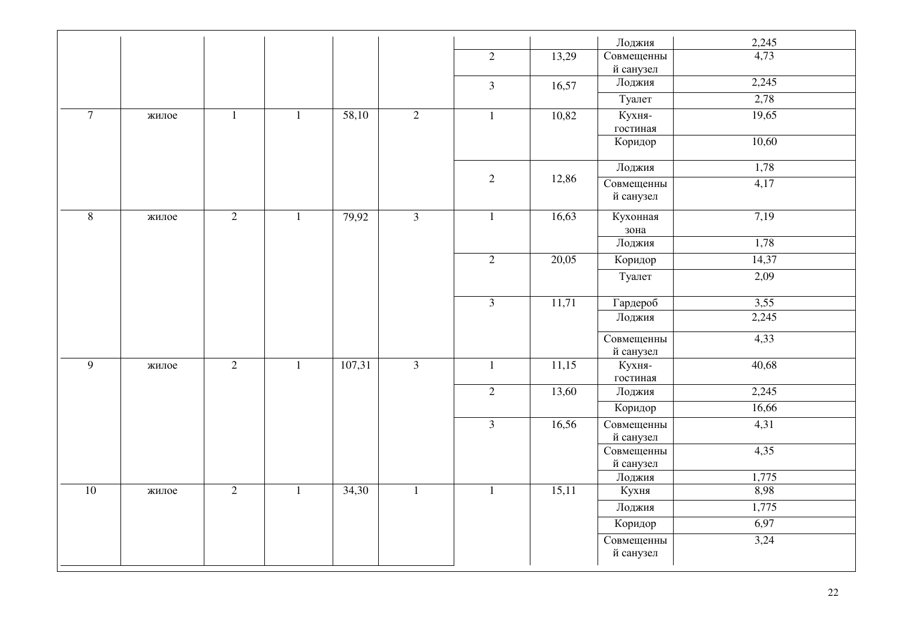| | | | | | | | | Лоджия | 2,245 |
|---|---|---|---|---|---|---|---|---|---|
| | | | | | | 2 | 13,29 | Совмещенный санузел | 4,73 |
| | | | | | | 3 | 16,57 | Лоджия | 2,245 |
| | | | | | | | | Туалет | 2,78 |
| 7 | жилое | 1 | 1 | 58,10 | 2 | 1 | 10,82 | Кухня-гостиная | 19,65 |
| | | | | | | | | Коридор | 10,60 |
| | | | | | | 2 | 12,86 | Лоджия | 1,78 |
| | | | | | | | | Совмещенный санузел | 4,17 |
| 8 | жилое | 2 | 1 | 79,92 | 3 | 1 | 16,63 | Кухонная зона | 7,19 |
| | | | | | | | | Лоджия | 1,78 |
| | | | | | | 2 | 20,05 | Коридор | 14,37 |
| | | | | | | | | Туалет | 2,09 |
| | | | | | | 3 | 11,71 | Гардероб | 3,55 |
| | | | | | | | | Лоджия | 2,245 |
| | | | | | | | | Совмещенный санузел | 4,33 |
| 9 | жилое | 2 | 1 | 107,31 | 3 | 1 | 11,15 | Кухня-гостиная | 40,68 |
| | | | | | | 2 | 13,60 | Лоджия | 2,245 |
| | | | | | | | | Коридор | 16,66 |
| | | | | | | 3 | 16,56 | Совмещенный санузел | 4,31 |
| | | | | | | | | Совмещенный санузел | 4,35 |
| | | | | | | | | Лоджия | 1,775 |
| 10 | жилое | 2 | 1 | 34,30 | 1 | 1 | 15,11 | Кухня | 8,98 |
| | | | | | | | | Лоджия | 1,775 |
| | | | | | | | | Коридор | 6,97 |
| | | | | | | | | Совмещенный санузел | 3,24 |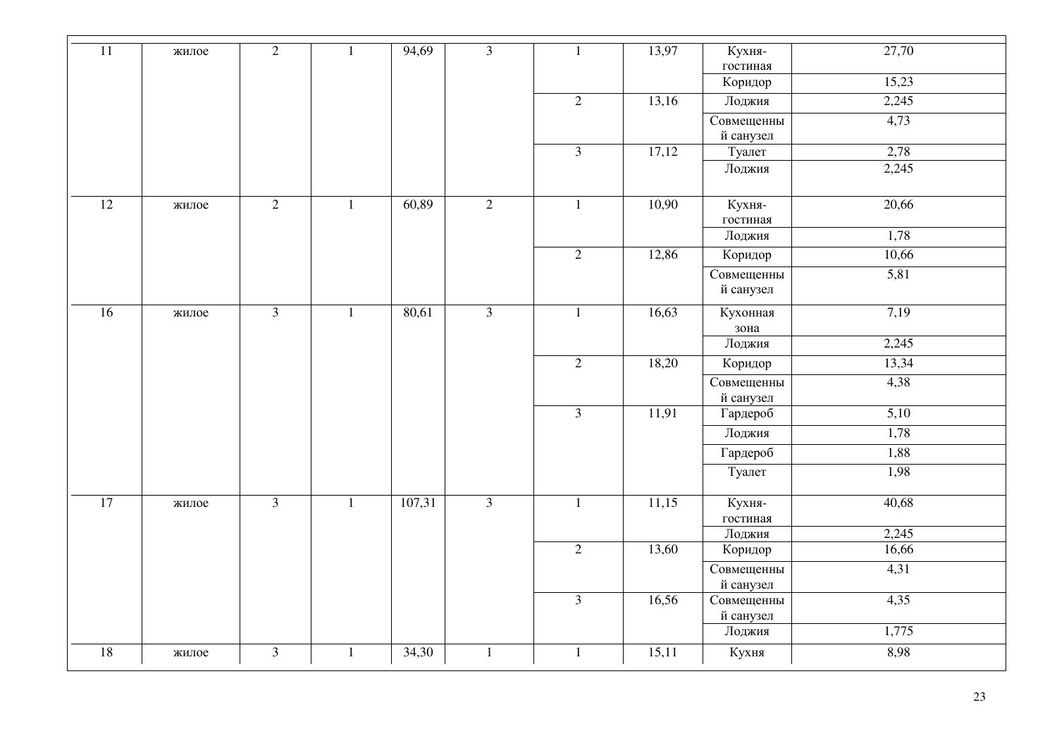| 11 | жилое | 2 | 1 | 94,69 | 3 | 1 | 13,97 | Кухня-гостиная | 27,70 |
|---|---|---|---|---|---|---|---|---|---|
| | | | | | | | | Коридор | 15,23 |
| | | | | | | 2 | 13,16 | Лоджия | 2,245 |
| | | | | | | | | Совмещенный санузел | 4,73 |
| | | | | | | 3 | 17,12 | Туалет | 2,78 |
| | | | | | | | | Лоджия | 2,245 |
| 12 | жилое | 2 | 1 | 60,89 | 2 | 1 | 10,90 | Кухня-гостиная | 20,66 |
| | | | | | | | | Лоджия | 1,78 |
| | | | | | | 2 | 12,86 | Коридор | 10,66 |
| | | | | | | | | Совмещенный санузел | 5,81 |
| 16 | жилое | 3 | 1 | 80,61 | 3 | 1 | 16,63 | Кухонная зона | 7,19 |
| | | | | | | | | Лоджия | 2,245 |
| | | | | | | 2 | 18,20 | Коридор | 13,34 |
| | | | | | | | | Совмещенный санузел | 4,38 |
| | | | | | | 3 | 11,91 | Гардероб | 5,10 |
| | | | | | | | | Лоджия | 1,78 |
| | | | | | | | | Гардероб | 1,88 |
| | | | | | | | | Туалет | 1,98 |
| 17 | жилое | 3 | 1 | 107,31 | 3 | 1 | 11,15 | Кухня-гостиная | 40,68 |
| | | | | | | | | Лоджия | 2,245 |
| | | | | | | 2 | 13,60 | Коридор | 16,66 |
| | | | | | | | | Совмещенный санузел | 4,31 |
| | | | | | | 3 | 16,56 | Совмещенный санузел | 4,35 |
| | | | | | | | | Лоджия | 1,775 |
| 18 | жилое | 3 | 1 | 34,30 | 1 | 1 | 15,11 | Кухня | 8,98 |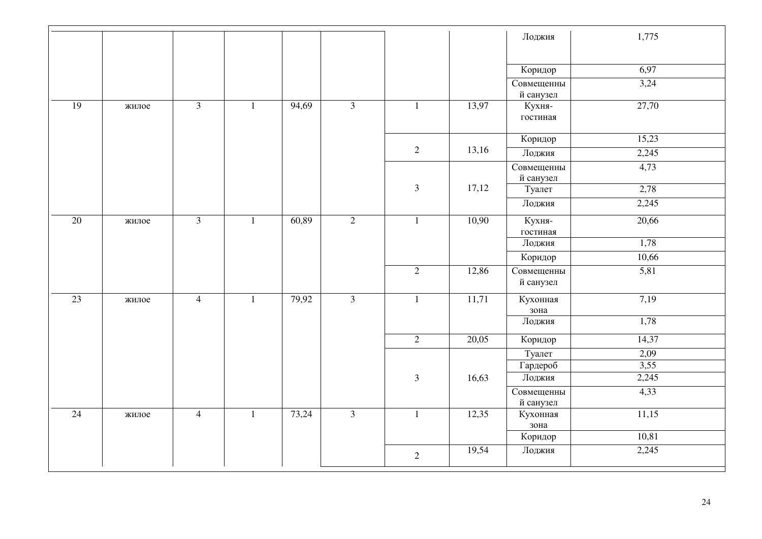| | | | | | | | | Лоджия | 1,775 |
|---|---|---|---|---|---|---|---|---|---|
| | | | | | | | | Коридор | 6,97 |
| | | | | | | | | Совмещенный санузел | 3,24 |
| 19 | жилое | 3 | 1 | 94,69 | 3 | 1 | 13,97 | Кухня-гостиная | 27,70 |
| | | | | | | 2 | 13,16 | Коридор | 15,23 |
| | | | | | | | | Лоджия | 2,245 |
| | | | | | | 3 | 17,12 | Совмещенный санузел | 4,73 |
| | | | | | | | | Туалет | 2,78 |
| | | | | | | | | Лоджия | 2,245 |
| 20 | жилое | 3 | 1 | 60,89 | 2 | 1 | 10,90 | Кухня-гостиная | 20,66 |
| | | | | | | | | Лоджия | 1,78 |
| | | | | | | | | Коридор | 10,66 |
| | | | | | | 2 | 12,86 | Совмещенный санузел | 5,81 |
| 23 | жилое | 4 | 1 | 79,92 | 3 | 1 | 11,71 | Кухонная зона | 7,19 |
| | | | | | | | | Лоджия | 1,78 |
| | | | | | | 2 | 20,05 | Коридор | 14,37 |
| | | | | | | 3 | 16,63 | Туалет | 2,09 |
| | | | | | | | | Гардероб | 3,55 |
| | | | | | | | | Лоджия | 2,245 |
| | | | | | | | | Совмещенный санузел | 4,33 |
| 24 | жилое | 4 | 1 | 73,24 | 3 | 1 | 12,35 | Кухонная зона | 11,15 |
| | | | | | | | | Коридор | 10,81 |
| | | | | | | 2 | 19,54 | Лоджия | 2,245 |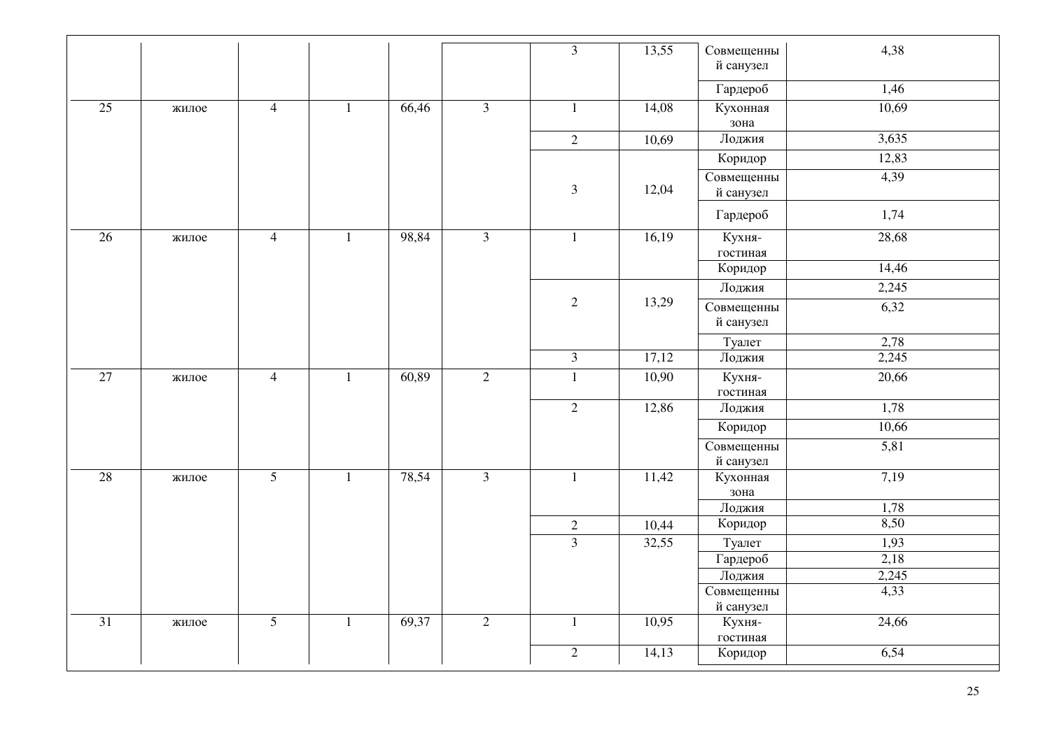| | | | | | | 3 | 13,55 | Совмещенный санузел | 4,38 |
|---|---|---|---|---|---|---|---|---|---|
| | | | | | | | | Гардероб | 1,46 |
| 25 | жилое | 4 | 1 | 66,46 | 3 | 1 | 14,08 | Кухонная зона | 10,69 |
| | | | | | | 2 | 10,69 | Лоджия | 3,635 |
| | | | | | | 3 | 12,04 | Коридор | 12,83 |
| | | | | | | | | Совмещенный санузел | 4,39 |
| | | | | | | | | Гардероб | 1,74 |
| 26 | жилое | 4 | 1 | 98,84 | 3 | 1 | 16,19 | Кухня-гостиная | 28,68 |
| | | | | | | | | Коридор | 14,46 |
| | | | | | | 2 | 13,29 | Лоджия | 2,245 |
| | | | | | | | | Совмещенный санузел | 6,32 |
| | | | | | | | | Туалет | 2,78 |
| | | | | | | 3 | 17,12 | Лоджия | 2,245 |
| 27 | жилое | 4 | 1 | 60,89 | 2 | 1 | 10,90 | Кухня-гостиная | 20,66 |
| | | | | | | 2 | 12,86 | Лоджия | 1,78 |
| | | | | | | | | Коридор | 10,66 |
| | | | | | | | | Совмещенный санузел | 5,81 |
| 28 | жилое | 5 | 1 | 78,54 | 3 | 1 | 11,42 | Кухонная зона | 7,19 |
| | | | | | | | | Лоджия | 1,78 |
| | | | | | | 2 | 10,44 | Коридор | 8,50 |
| | | | | | | 3 | 32,55 | Туалет | 1,93 |
| | | | | | | | | Гардероб | 2,18 |
| | | | | | | | | Лоджия | 2,245 |
| | | | | | | | | Совмещенный санузел | 4,33 |
| 31 | жилое | 5 | 1 | 69,37 | 2 | 1 | 10,95 | Кухня-гостиная | 24,66 |
| | | | | | | 2 | 14,13 | Коридор | 6,54 |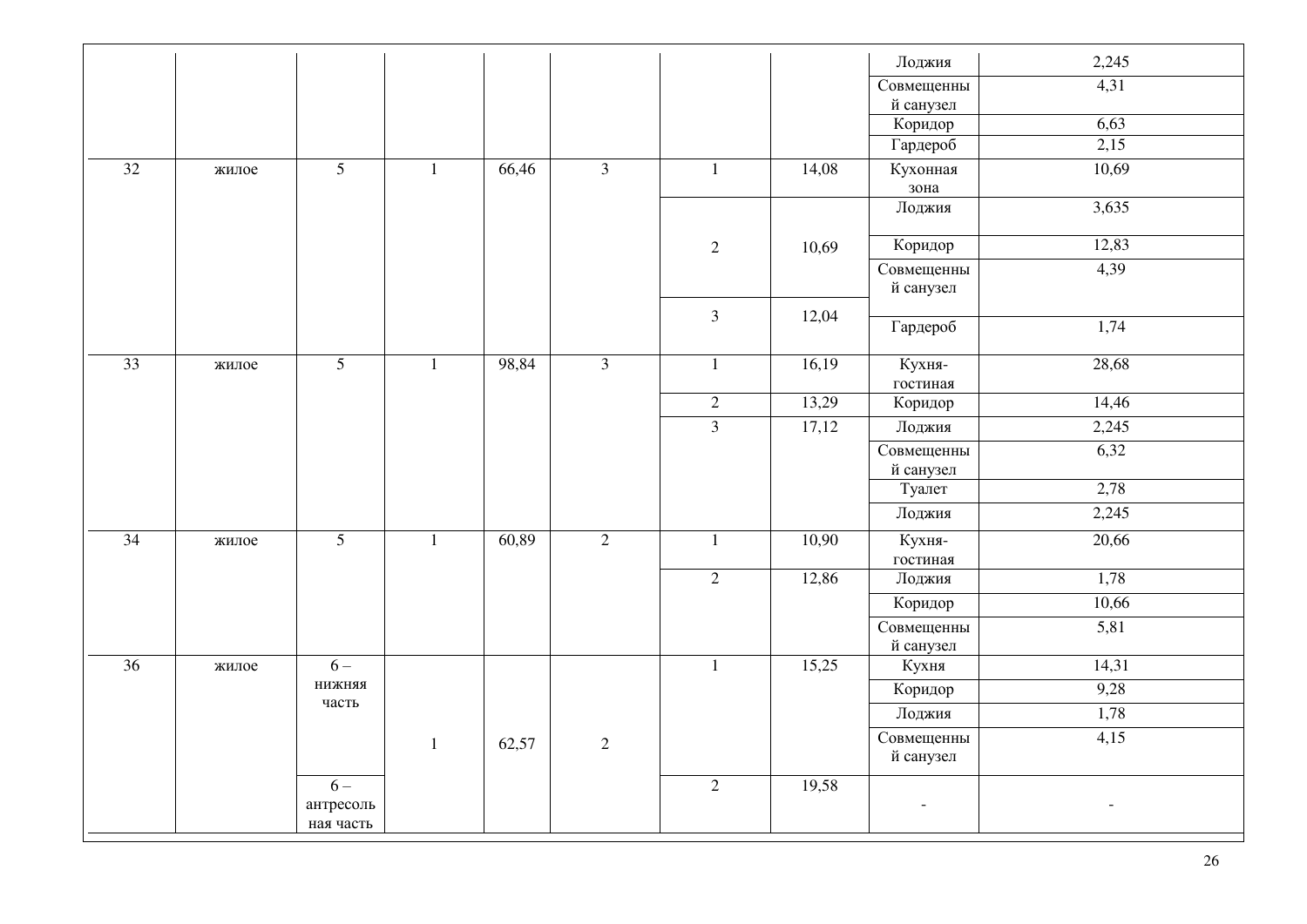| | | | | | | | | Лоджия | 2,245 |
|---|---|---|---|---|---|---|---|---|---|
| | | | | | | | | Совмещенный санузел | 4,31 |
| | | | | | | | | Коридор | 6,63 |
| | | | | | | | | Гардероб | 2,15 |
| 32 | жилое | 5 | 1 | 66,46 | 3 | 1 | 14,08 | Кухонная зона | 10,69 |
| | | | | | | 2 | 10,69 | Лоджия | 3,635 |
| | | | | | | | | Коридор | 12,83 |
| | | | | | | | | Совмещенный санузел | 4,39 |
| | | | | | | 3 | 12,04 | Гардероб | 1,74 |
| 33 | жилое | 5 | 1 | 98,84 | 3 | 1 | 16,19 | Кухня-гостиная | 28,68 |
| | | | | | | 2 | 13,29 | Коридор | 14,46 |
| | | | | | | 3 | 17,12 | Лоджия | 2,245 |
| | | | | | | | | Совмещенный санузел | 6,32 |
| | | | | | | | | Туалет | 2,78 |
| | | | | | | | | Лоджия | 2,245 |
| 34 | жилое | 5 | 1 | 60,89 | 2 | 1 | 10,90 | Кухня-гостиная | 20,66 |
| | | | | | | 2 | 12,86 | Лоджия | 1,78 |
| | | | | | | | | Коридор | 10,66 |
| | | | | | | | | Совмещенный санузел | 5,81 |
| 36 | жилое | 6 – нижняя часть | 1 | 62,57 | 2 | 1 | 15,25 | Кухня | 14,31 |
| | | | | | | | | Коридор | 9,28 |
| | | | | | | | | Лоджия | 1,78 |
| | | | | | | | | Совмещенный санузел | 4,15 |
| | | 6 – антресольная часть | | | | 2 | 19,58 | - | - |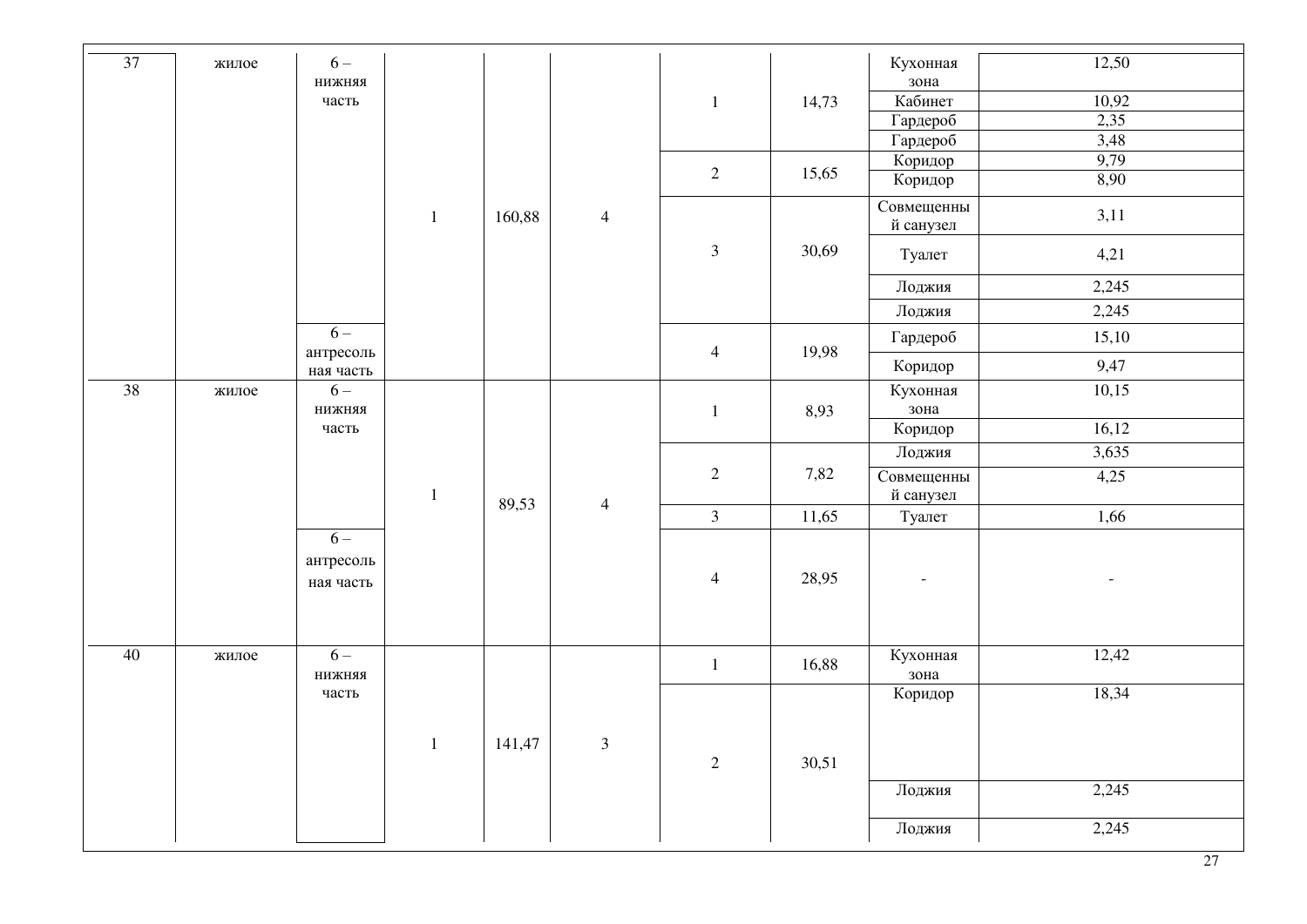| 37 | жилое | 6 – нижняя часть | 1 | 160,88 | 4 | 1 | 14,73 | Кухонная зона | 12,50 |
|---|---|---|---|---|---|---|---|---|---|
| | | | | | | | | Кабинет | 10,92 |
| | | | | | | | | Гардероб | 2,35 |
| | | | | | | | | Гардероб | 3,48 |
| | | | | | | 2 | 15,65 | Коридор | 9,79 |
| | | | | | | | | Коридор | 8,90 |
| | | | | | | 3 | 30,69 | Совмещенный санузел | 3,11 |
| | | | | | | | | Туалет | 4,21 |
| | | | | | | | | Лоджия | 2,245 |
| | | | | | | | | Лоджия | 2,245 |
| | | 6 – антресольная часть | | | | 4 | 19,98 | Гардероб | 15,10 |
| | | | | | | | | Коридор | 9,47 |
| 38 | жилое | 6 – нижняя часть | 1 | 89,53 | 4 | 1 | 8,93 | Кухонная зона | 10,15 |
| | | | | | | | | Коридор | 16,12 |
| | | | | | | 2 | 7,82 | Лоджия | 3,635 |
| | | | | | | | | Совмещенный санузел | 4,25 |
| | | | | | | 3 | 11,65 | Туалет | 1,66 |
| | | 6 – антресольная часть | | | | 4 | 28,95 | - | - |
| 40 | жилое | 6 – нижняя часть | 1 | 141,47 | 3 | 1 | 16,88 | Кухонная зона | 12,42 |
| | | | | | | 2 | 30,51 | Коридор | 18,34 |
| | | | | | | | | Лоджия | 2,245 |
| | | | | | | | | Лоджия | 2,245 |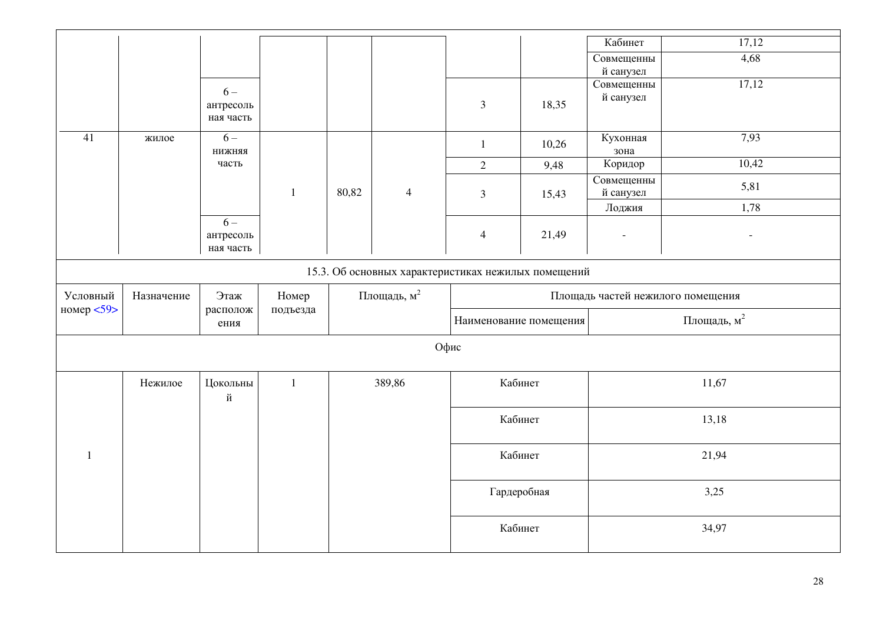| | | | | | | | | Кабинет | 17,12 |
|---|---|---|---|---|---|---|---|---|---|
| | | | | | | | | Совмещенный санузел | 4,68 |
| | | 6 – антресольная часть | | | | 3 | 18,35 | Совмещенный санузел | 17,12 |
| 41 | жилое | 6 – нижняя часть | 1 | 80,82 | 4 | 1 | 10,26 | Кухонная зона | 7,93 |
| | | | | | | 2 | 9,48 | Коридор | 10,42 |
| | | | | | | 3 | 15,43 | Совмещенный санузел | 5,81 |
| | | | | | | | | Лоджия | 1,78 |
| | | 6 – антресольная часть | | | | 4 | 21,49 | - | - |

15.3. Об основных характеристиках нежилых помещений

| Условный номер <59> | Назначение | Этаж расположения | Номер подъезда | Площадь, м$^2$ | Площадь частей нежилого помещения | |
|---|---|---|---|---|---|---|
| | | | | | Наименование помещения | Площадь, м$^2$ |
| Офис | | | | | | |
| 1 | Нежилое | Цокольный | 1 | 389,86 | Кабинет | 11,67 |
| | | | | | Кабинет | 13,18 |
| | | | | | Кабинет | 21,94 |
| | | | | | Гардеробная | 3,25 |
| | | | | | Кабинет | 34,97 |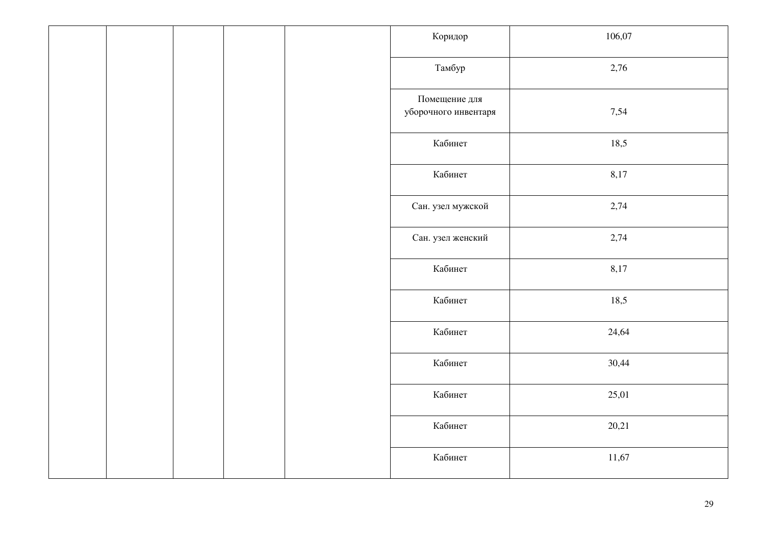| | | | | | | |
|---|---|---|---|---|---|---|
| | | | | | Коридор | 106,07 |
| | | | | | Тамбур | 2,76 |
| | | | | | Помещение для уборочного инвентаря | 7,54 |
| | | | | | Кабинет | 18,5 |
| | | | | | Кабинет | 8,17 |
| | | | | | Сан. узел мужской | 2,74 |
| | | | | | Сан. узел женский | 2,74 |
| | | | | | Кабинет | 8,17 |
| | | | | | Кабинет | 18,5 |
| | | | | | Кабинет | 24,64 |
| | | | | | Кабинет | 30,44 |
| | | | | | Кабинет | 25,01 |
| | | | | | Кабинет | 20,21 |
| | | | | | Кабинет | 11,67 |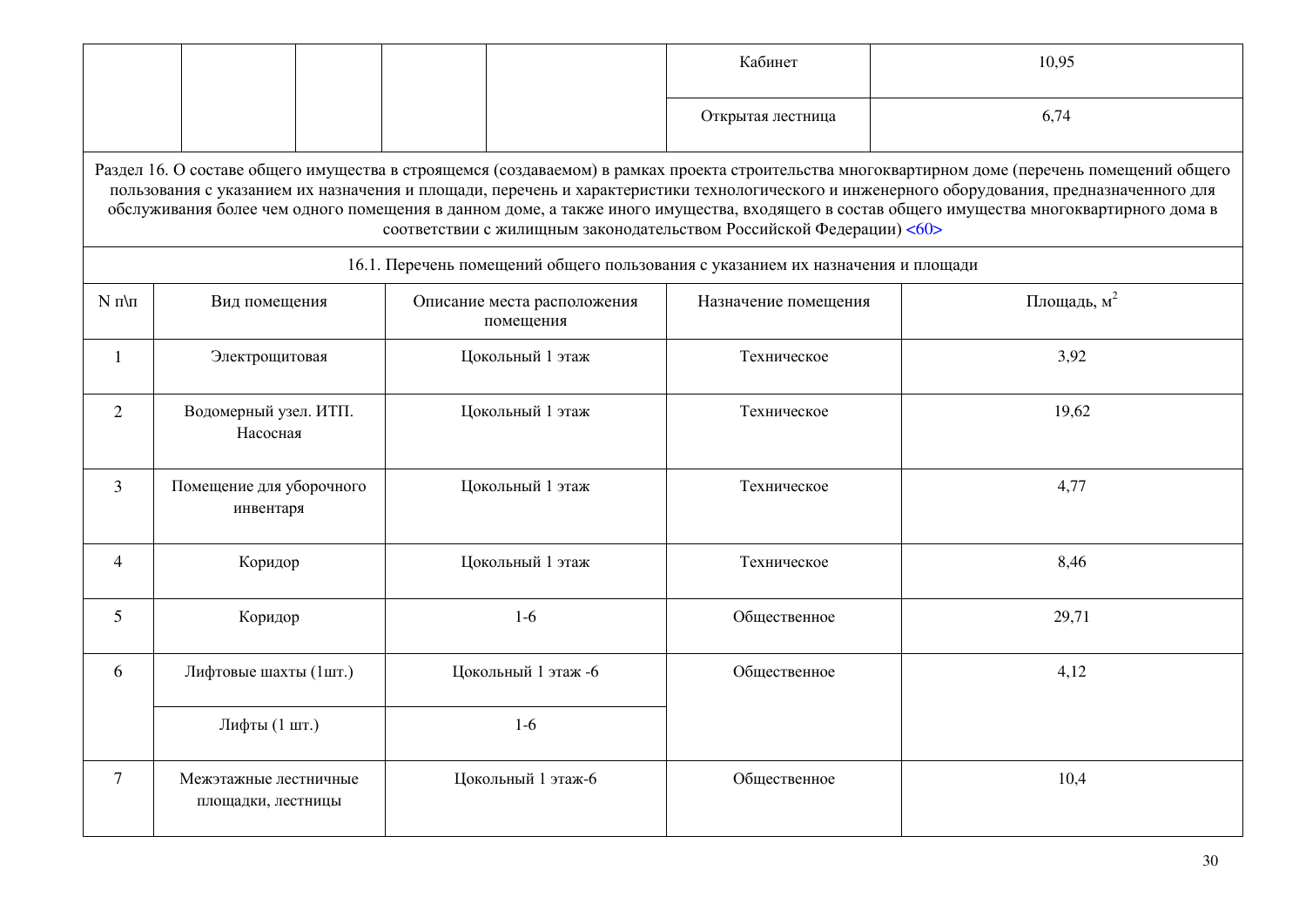| | | | | | | |
|---|---|---|---|---|---|---|
| | | | | | Кабинет | 10,95 |
| | | | | | Открытая лестница | 6,74 |

Раздел 16. О составе общего имущества в строящемся (создаваемом) в рамках проекта строительства многоквартирном доме (перечень помещений общего пользования с указанием их назначения и площади, перечень и характеристики технологического и инженерного оборудования, предназначенного для обслуживания более чем одного помещения в данном доме, а также иного имущества, входящего в состав общего имущества многоквартирного дома в соответствии с жилищным законодательством Российской Федерации) <60>

16.1. Перечень помещений общего пользования с указанием их назначения и площади

| N п\п | Вид помещения | Описание места расположения помещения | Назначение помещения | Площадь, м$^2$ |
|---|---|---|---|---|
| 1 | Электрощитовая | Цокольный 1 этаж | Техническое | 3,92 |
| 2 | Водомерный узел. ИТП. Насосная | Цокольный 1 этаж | Техническое | 19,62 |
| 3 | Помещение для уборочного инвентаря | Цокольный 1 этаж | Техническое | 4,77 |
| 4 | Коридор | Цокольный 1 этаж | Техническое | 8,46 |
| 5 | Коридор | 1-6 | Общественное | 29,71 |
| 6 | Лифтовые шахты (1шт.) | Цокольный 1 этаж -6 | Общественное | 4,12 |
| | Лифты (1 шт.) | 1-6 | | |
| 7 | Межэтажные лестничные площадки, лестницы | Цокольный 1 этаж-6 | Общественное | 10,4 |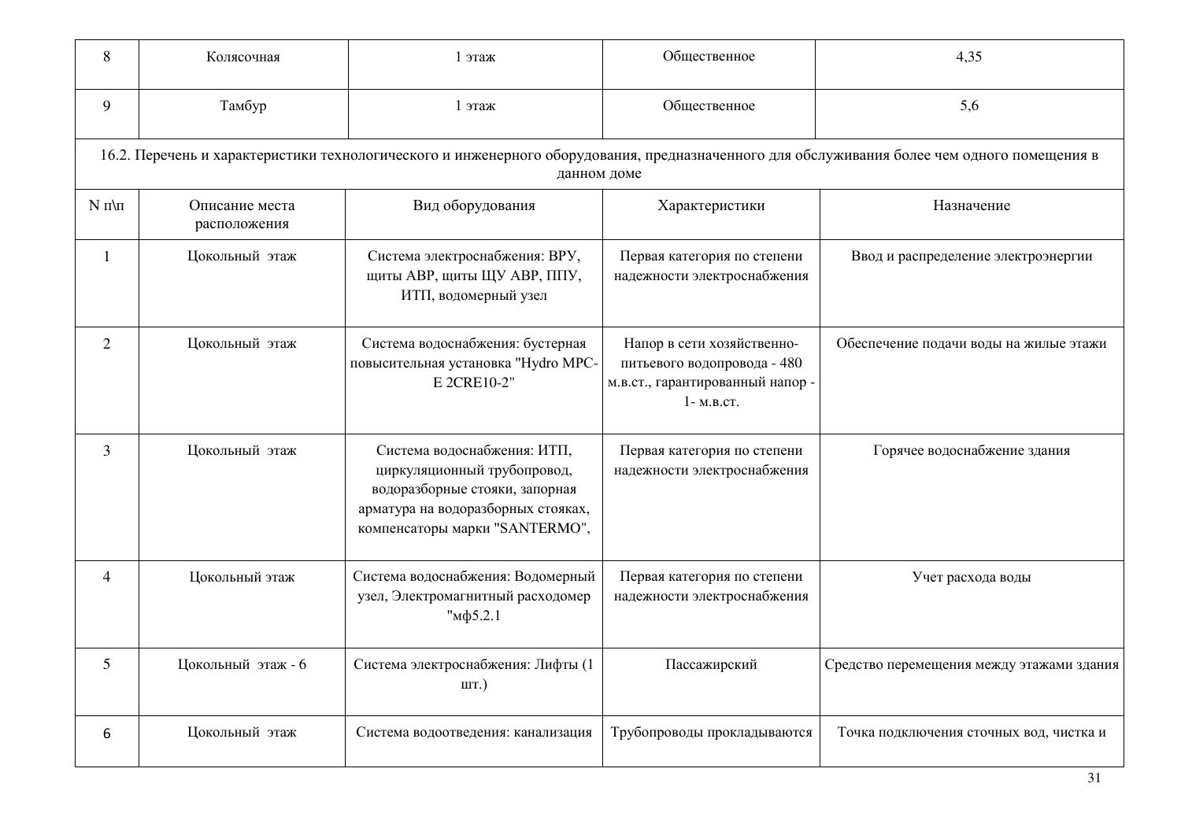| 8 | Колясочная | 1 этаж | Общественное | 4,35 |
|---|---|---|---|---|
| 9 | Тамбур | 1 этаж | Общественное | 5,6 |

16.2. Перечень и характеристики технологического и инженерного оборудования, предназначенного для обслуживания более чем одного помещения в данном доме

| N п\п | Описание места расположения | Вид оборудования | Характеристики | Назначение |
|---|---|---|---|---|
| 1 | Цокольный этаж | Система электроснабжения: ВРУ, щиты АВР, щиты ЩУ АВР, ППУ, ИТП, водомерный узел | Первая категория по степени надежности электроснабжения | Ввод и распределение электроэнергии |
| 2 | Цокольный этаж | Система водоснабжения: бустерная повысительная установка "Hydro MPC-E 2CRE10-2" | Напор в сети хозяйственно-питьевого водопровода - 480 м.в.ст., гарантированный напор - 1- м.в.ст. | Обеспечение подачи воды на жилые этажи |
| 3 | Цокольный этаж | Система водоснабжения: ИТП, циркуляционный трубопровод, водоразборные стояки, запорная арматура на водоразборных стояках, компенсаторы марки "SANTERMO", | Первая категория по степени надежности электроснабжения | Горячее водоснабжение здания |
| 4 | Цокольный этаж | Система водоснабжения: Водомерный узел, Электромагнитный расходомер "мф5.2.1 | Первая категория по степени надежности электроснабжения | Учет расхода воды |
| 5 | Цокольный этаж - 6 | Система электроснабжения: Лифты (1 шт.) | Пассажирский | Средство перемещения между этажами здания |
| 6 | Цокольный этаж | Система водоотведения: канализация | Трубопроводы прокладываются | Точка подключения сточных вод, чистка и |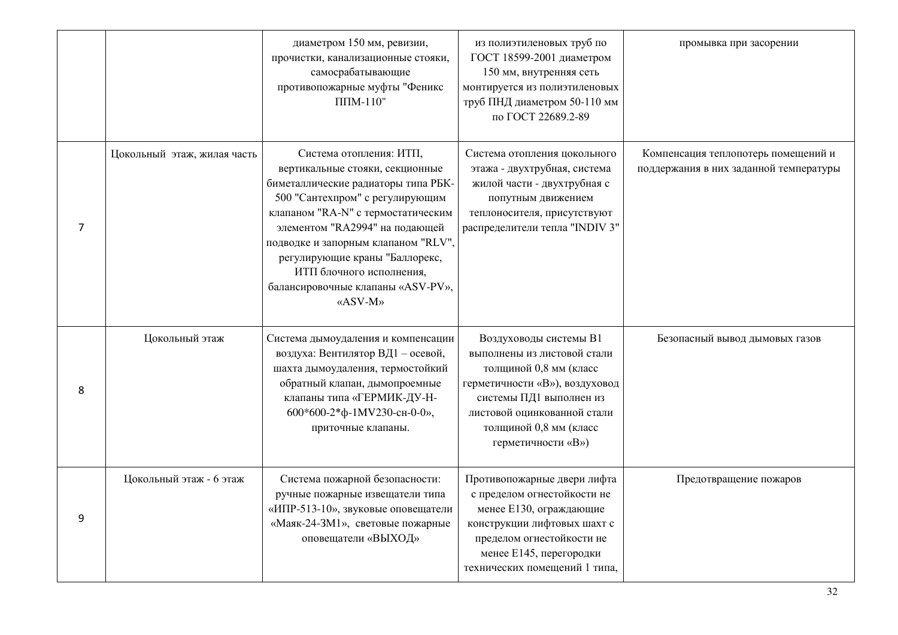| | | | | |
|---|---|---|---|---|
| | | диаметром 150 мм, ревизии, прочистки, канализационные стояки, самосрабатывающие противопожарные муфты "Феникс ППМ-110" | из полиэтиленовых труб по ГОСТ 18599-2001 диаметром 150 мм, внутренняя сеть монтируется из полиэтиленовых труб ПНД диаметром 50-110 мм по ГОСТ 22689.2-89 | промывка при засорении |
| 7 | Цокольный этаж, жилая часть | Система отопления: ИТП, вертикальные стояки, секционные биметаллические радиаторы типа РБК-500 "Сантехпром" с регулирующим клапаном "RA-N" с термостатическим элементом "RA2994" на подающей подводке и запорным клапаном "RLV", регулирующие краны "Баллорекс, ИТП блочного исполнения, балансировочные клапаны «ASV-PV», «ASV-M» | Система отопления цокольного этажа - двухтрубная, система жилой части - двухтрубная с попутным движением теплоносителя, присутствуют распределители тепла "INDIV 3" | Компенсация теплопотерь помещений и поддержания в них заданной температуры |
| 8 | Цокольный этаж | Система дымоудаления и компенсации воздуха: Вентилятор ВД1 – осевой, шахта дымоудаления, термостойкий обратный клапан, дымопроемные клапаны типа «ГЕРМИК-ДУ-Н-600*600-2*ф-1MV230-сн-0-0», приточные клапаны. | Воздуховоды системы В1 выполнены из листовой стали толщиной 0,8 мм (класс герметичности «В»), воздуховод системы ПД1 выполнен из листовой оцинкованной стали толщиной 0,8 мм (класс герметичности «В») | Безопасный вывод дымовых газов |
| 9 | Цокольный этаж - 6 этаж | Система пожарной безопасности: ручные пожарные извещатели типа «ИПР-513-10», звуковые оповещатели «Маяк-24-3М1», световые пожарные оповещатели «ВЫХОД» | Противопожарные двери лифта с пределом огнестойкости не менее Е130, ограждающие конструкции лифтовых шахт с пределом огнестойкости не менее Е145, перегородки технических помещений 1 типа, | Предотвращение пожаров |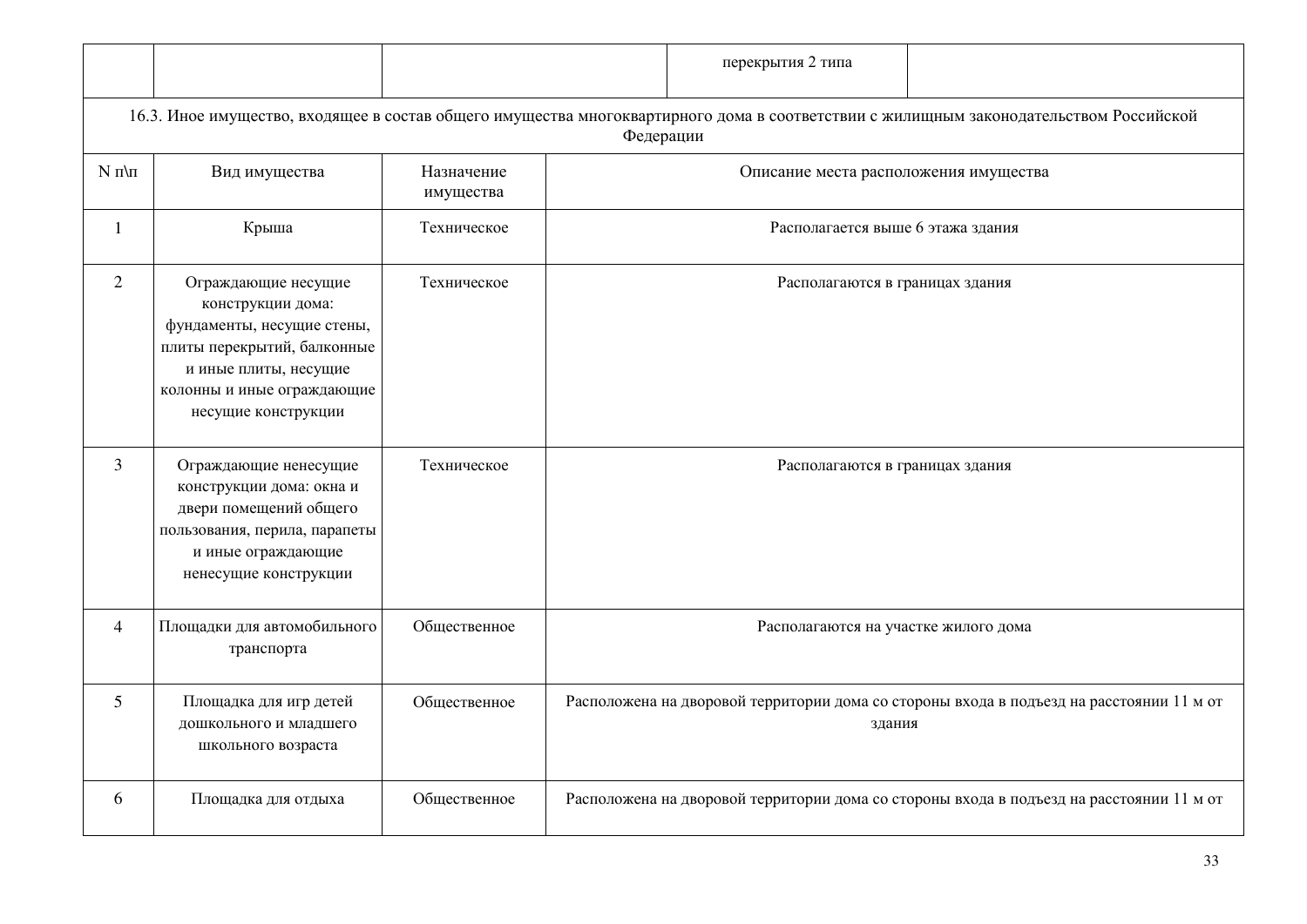| | | | перекрытия 2 типа | |
|---|---|---|---|---|

16.3. Иное имущество, входящее в состав общего имущества многоквартирного дома в соответствии с жилищным законодательством Российской Федерации

| N п\п | Вид имущества | Назначение имущества | Описание места расположения имущества |
|---|---|---|---|
| 1 | Крыша | Техническое | Располагается выше 6 этажа здания |
| 2 | Ограждающие несущие конструкции дома: фундаменты, несущие стены, плиты перекрытий, балконные и иные плиты, несущие колонны и иные ограждающие несущие конструкции | Техническое | Располагаются в границах здания |
| 3 | Ограждающие ненесущие конструкции дома: окна и двери помещений общего пользования, перила, парапеты и иные ограждающие ненесущие конструкции | Техническое | Располагаются в границах здания |
| 4 | Площадки для автомобильного транспорта | Общественное | Располагаются на участке жилого дома |
| 5 | Площадка для игр детей дошкольного и младшего школьного возраста | Общественное | Расположена на дворовой территории дома со стороны входа в подъезд на расстоянии 11 м от здания |
| 6 | Площадка для отдыха | Общественное | Расположена на дворовой территории дома со стороны входа в подъезд на расстоянии 11 м от |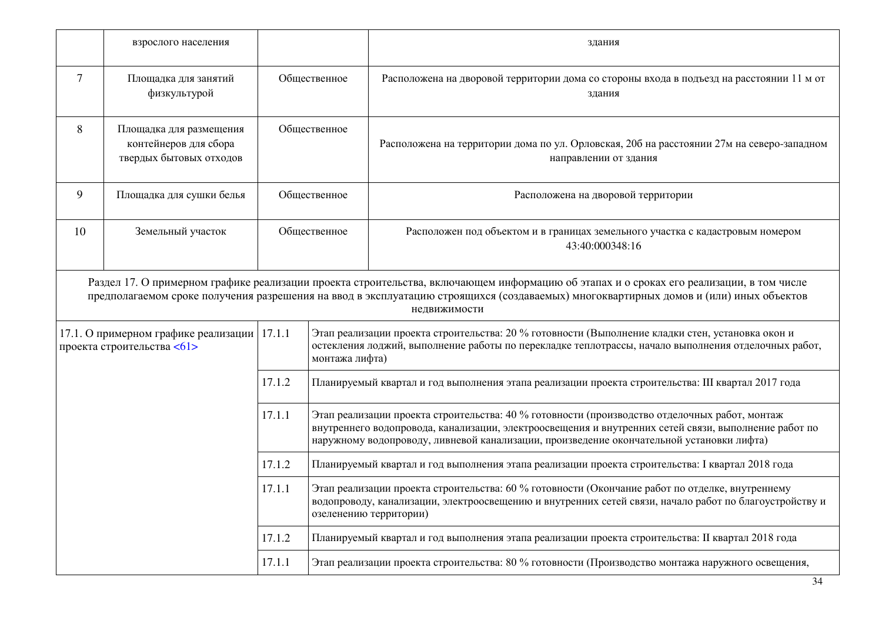| | | | |
|---|---|---|---|
| | взрослого населения | | здания |
| 7 | Площадка для занятий физкультурой | Общественное | Расположена на дворовой территории дома со стороны входа в подъезд на расстоянии 11 м от здания |
| 8 | Площадка для размещения контейнеров для сбора твердых бытовых отходов | Общественное | Расположена на территории дома по ул. Орловская, 20б на расстоянии 27м на северо-западном направлении от здания |
| 9 | Площадка для сушки белья | Общественное | Расположена на дворовой территории |
| 10 | Земельный участок | Общественное | Расположен под объектом и в границах земельного участка с кадастровым номером 43:40:000348:16 |

Раздел 17. О примерном графике реализации проекта строительства, включающем информацию об этапах и о сроках его реализации, в том числе предполагаемом сроке получения разрешения на ввод в эксплуатацию строящихся (создаваемых) многоквартирных домов и (или) иных объектов недвижимости

| | | |
|---|---|---|
| 17.1. О примерном графике реализации проекта строительства <61> | 17.1.1 | Этап реализации проекта строительства: 20 % готовности (Выполнение кладки стен, установка окон и остекления лоджий, выполнение работы по перекладке теплотрассы, начало выполнения отделочных работ, монтажа лифта) |
| | 17.1.2 | Планируемый квартал и год выполнения этапа реализации проекта строительства: III квартал 2017 года |
| | 17.1.1 | Этап реализации проекта строительства: 40 % готовности (производство отделочных работ, монтаж внутреннего водопровода, канализации, электроосвещения и внутренних сетей связи, выполнение работ по наружному водопроводу, ливневой канализации, произведение окончательной установки лифта) |
| | 17.1.2 | Планируемый квартал и год выполнения этапа реализации проекта строительства: I квартал 2018 года |
| | 17.1.1 | Этап реализации проекта строительства: 60 % готовности (Окончание работ по отделке, внутреннему водопроводу, канализации, электроосвещению и внутренних сетей связи, начало работ по благоустройству и озеленению территории) |
| | 17.1.2 | Планируемый квартал и год выполнения этапа реализации проекта строительства: II квартал 2018 года |
| | 17.1.1 | Этап реализации проекта строительства: 80 % готовности (Производство монтажа наружного освещения, |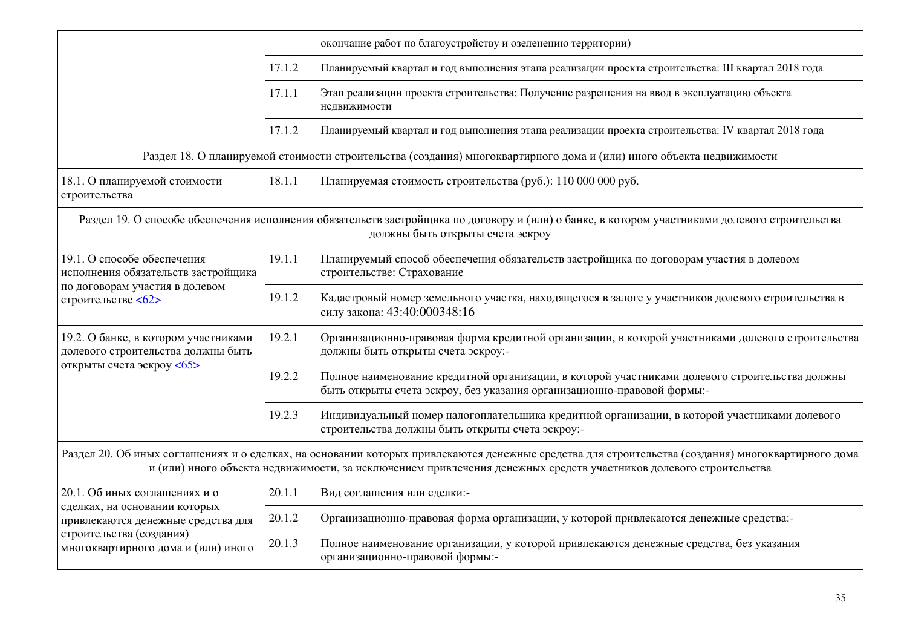| | | |
|---|---|---|
| | | окончание работ по благоустройству и озеленению территории) |
| | 17.1.2 | Планируемый квартал и год выполнения этапа реализации проекта строительства: III квартал 2018 года |
| | 17.1.1 | Этап реализации проекта строительства: Получение разрешения на ввод в эксплуатацию объекта недвижимости |
| | 17.1.2 | Планируемый квартал и год выполнения этапа реализации проекта строительства: IV квартал 2018 года |
| Раздел 18. О планируемой стоимости строительства (создания) многоквартирного дома и (или) иного объекта недвижимости | | |
| 18.1. О планируемой стоимости строительства | 18.1.1 | Планируемая стоимость строительства (руб.): 110 000 000 руб. |
| Раздел 19. О способе обеспечения исполнения обязательств застройщика по договору и (или) о банке, в котором участниками долевого строительства должны быть открыты счета эскроу | | |
| 19.1. О способе обеспечения исполнения обязательств застройщика по договорам участия в долевом строительстве <62> | 19.1.1 | Планируемый способ обеспечения обязательств застройщика по договорам участия в долевом строительстве: Страхование |
| | 19.1.2 | Кадастровый номер земельного участка, находящегося в залоге у участников долевого строительства в силу закона: 43:40:000348:16 |
| 19.2. О банке, в котором участниками долевого строительства должны быть открыты счета эскроу <65> | 19.2.1 | Организационно-правовая форма кредитной организации, в которой участниками долевого строительства должны быть открыты счета эскроу:- |
| | 19.2.2 | Полное наименование кредитной организации, в которой участниками долевого строительства должны быть открыты счета эскроу, без указания организационно-правовой формы:- |
| | 19.2.3 | Индивидуальный номер налогоплательщика кредитной организации, в которой участниками долевого строительства должны быть открыты счета эскроу:- |
| Раздел 20. Об иных соглашениях и о сделках, на основании которых привлекаются денежные средства для строительства (создания) многоквартирного дома и (или) иного объекта недвижимости, за исключением привлечения денежных средств участников долевого строительства | | |
| 20.1. Об иных соглашениях и о сделках, на основании которых привлекаются денежные средства для строительства (создания) многоквартирного дома и (или) иного | 20.1.1 | Вид соглашения или сделки:- |
| | 20.1.2 | Организационно-правовая форма организации, у которой привлекаются денежные средства:- |
| | 20.1.3 | Полное наименование организации, у которой привлекаются денежные средства, без указания организационно-правовой формы:- |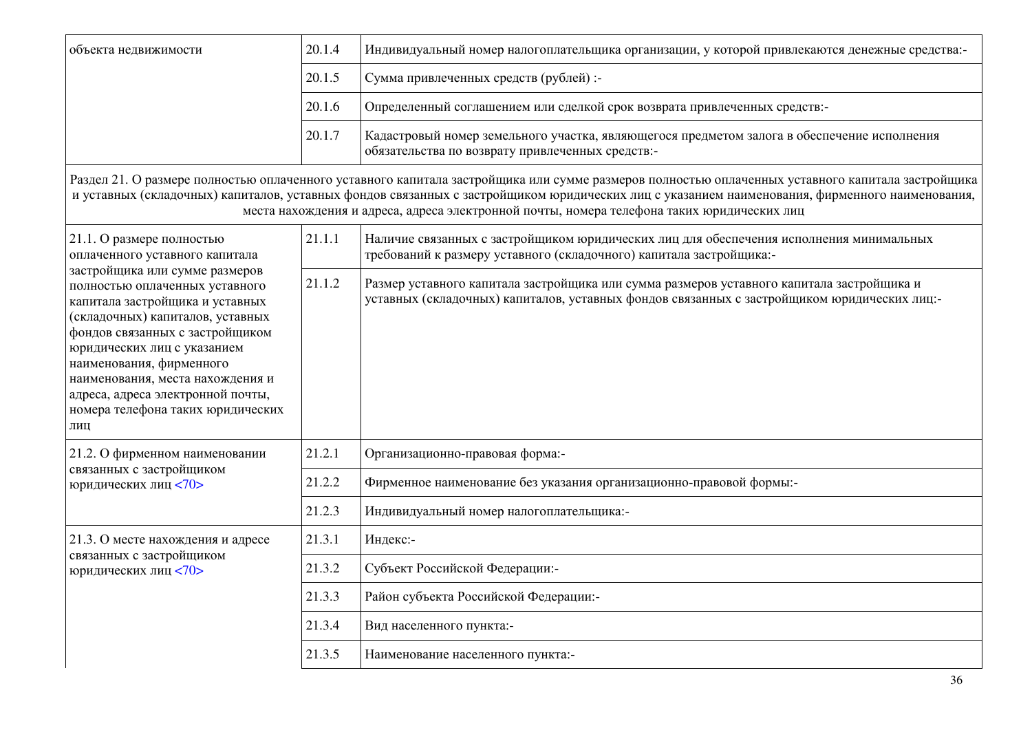| | | |
|---|---|---|
| объекта недвижимости | 20.1.4 | Индивидуальный номер налогоплательщика организации, у которой привлекаются денежные средства:- |
| | 20.1.5 | Сумма привлеченных средств (рублей) :- |
| | 20.1.6 | Определенный соглашением или сделкой срок возврата привлеченных средств:- |
| | 20.1.7 | Кадастровый номер земельного участка, являющегося предметом залога в обеспечение исполнения обязательства по возврату привлеченных средств:- |
| Раздел 21. О размере полностью оплаченного уставного капитала застройщика или сумме размеров полностью оплаченных уставного капитала застройщика и уставных (складочных) капиталов, уставных фондов связанных с застройщиком юридических лиц с указанием наименования, фирменного наименования, места нахождения и адреса, адреса электронной почты, номера телефона таких юридических лиц | | |
| 21.1. О размере полностью оплаченного уставного капитала застройщика или сумме размеров полностью оплаченных уставного капитала застройщика и уставных (складочных) капиталов, уставных фондов связанных с застройщиком юридических лиц с указанием наименования, фирменного наименования, места нахождения и адреса, адреса электронной почты, номера телефона таких юридических лиц | 21.1.1 | Наличие связанных с застройщиком юридических лиц для обеспечения исполнения минимальных требований к размеру уставного (складочного) капитала застройщика:- |
| | 21.1.2 | Размер уставного капитала застройщика или сумма размеров уставного капитала застройщика и уставных (складочных) капиталов, уставных фондов связанных с застройщиком юридических лиц:- |
| 21.2. О фирменном наименовании связанных с застройщиком юридических лиц <70> | 21.2.1 | Организационно-правовая форма:- |
| | 21.2.2 | Фирменное наименование без указания организационно-правовой формы:- |
| | 21.2.3 | Индивидуальный номер налогоплательщика:- |
| 21.3. О месте нахождения и адресе связанных с застройщиком юридических лиц <70> | 21.3.1 | Индекс:- |
| | 21.3.2 | Субъект Российской Федерации:- |
| | 21.3.3 | Район субъекта Российской Федерации:- |
| | 21.3.4 | Вид населенного пункта:- |
| | 21.3.5 | Наименование населенного пункта:- |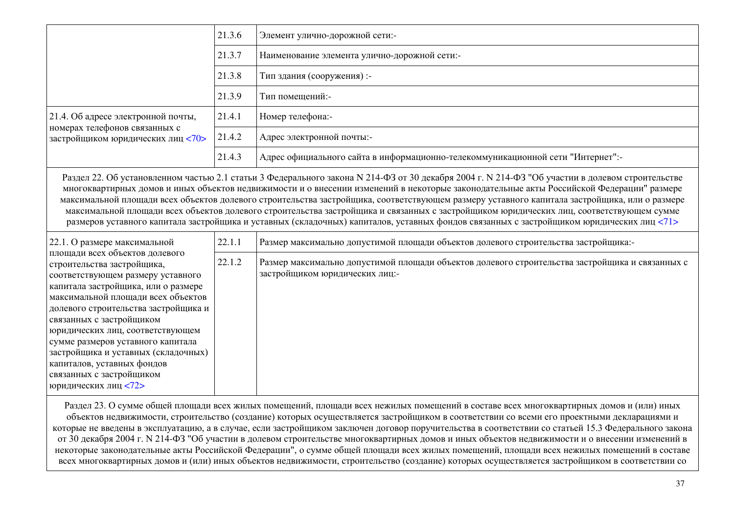| | | |
|---|---|---|
| | 21.3.6 | Элемент улично-дорожной сети:- |
| | 21.3.7 | Наименование элемента улично-дорожной сети:- |
| | 21.3.8 | Тип здания (сооружения) :- |
| | 21.3.9 | Тип помещений:- |
| 21.4. Об адресе электронной почты, номерах телефонов связанных с застройщиком юридических лиц <70> | 21.4.1 | Номер телефона:- |
| | 21.4.2 | Адрес электронной почты:- |
| | 21.4.3 | Адрес официального сайта в информационно-телекоммуникационной сети "Интернет":- |
| Раздел 22. Об установленном частью 2.1 статьи 3 Федерального закона N 214-ФЗ от 30 декабря 2004 г. N 214-ФЗ "Об участии в долевом строительстве многоквартирных домов и иных объектов недвижимости и о внесении изменений в некоторые законодательные акты Российской Федерации" размере максимальной площади всех объектов долевого строительства застройщика, соответствующем размеру уставного капитала застройщика, или о размере максимальной площади всех объектов долевого строительства застройщика и связанных с застройщиком юридических лиц, соответствующем сумме размеров уставного капитала застройщика и уставных (складочных) капиталов, уставных фондов связанных с застройщиком юридических лиц <71> | | |
| 22.1. О размере максимальной площади всех объектов долевого строительства застройщика, соответствующем размеру уставного капитала застройщика, или о размере максимальной площади всех объектов долевого строительства застройщика и связанных с застройщиком юридических лиц, соответствующем сумме размеров уставного капитала застройщика и уставных (складочных) капиталов, уставных фондов связанных с застройщиком юридических лиц <72> | 22.1.1 | Размер максимально допустимой площади объектов долевого строительства застройщика:- |
| | 22.1.2 | Размер максимально допустимой площади объектов долевого строительства застройщика и связанных с застройщиком юридических лиц:- |
| Раздел 23. О сумме общей площади всех жилых помещений, площади всех нежилых помещений в составе всех многоквартирных домов и (или) иных объектов недвижимости, строительство (создание) которых осуществляется застройщиком в соответствии со всеми его проектными декларациями и которые не введены в эксплуатацию, а в случае, если застройщиком заключен договор поручительства в соответствии со статьей 15.3 Федерального закона от 30 декабря 2004 г. N 214-ФЗ "Об участии в долевом строительстве многоквартирных домов и иных объектов недвижимости и о внесении изменений в некоторые законодательные акты Российской Федерации", о сумме общей площади всех жилых помещений, площади всех нежилых помещений в составе всех многоквартирных домов и (или) иных объектов недвижимости, строительство (создание) которых осуществляется застройщиком в соответствии со | | |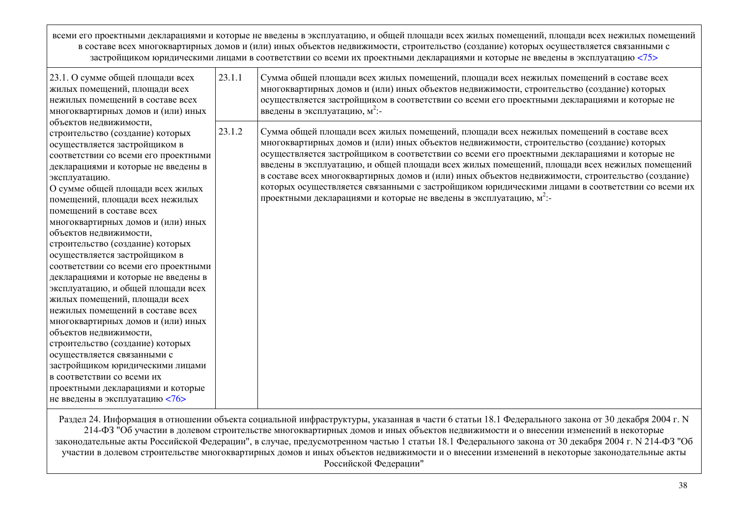| всеми его проектными декларациями и которые не введены в эксплуатацию, и общей площади всех жилых помещений, площади всех нежилых помещений в составе всех многоквартирных домов и (или) иных объектов недвижимости, строительство (создание) которых осуществляется связанными с застройщиком юридическими лицами в соответствии со всеми их проектными декларациями и которые не введены в эксплуатацию <75> | | |
|---|---|---|
| 23.1. О сумме общей площади всех жилых помещений, площади всех нежилых помещений в составе всех многоквартирных домов и (или) иных объектов недвижимости, строительство (создание) которых осуществляется застройщиком в соответствии со всеми его проектными декларациями и которые не введены в эксплуатацию. О сумме общей площади всех жилых помещений, площади всех нежилых помещений в составе всех многоквартирных домов и (или) иных объектов недвижимости, строительство (создание) которых осуществляется застройщиком в соответствии со всеми его проектными декларациями и которые не введены в эксплуатацию, и общей площади всех жилых помещений, площади всех нежилых помещений в составе всех многоквартирных домов и (или) иных объектов недвижимости, строительство (создание) которых осуществляется связанными с застройщиком юридическими лицами в соответствии со всеми их проектными декларациями и которые не введены в эксплуатацию <76> | 23.1.1 | Сумма общей площади всех жилых помещений, площади всех нежилых помещений в составе всех многоквартирных домов и (или) иных объектов недвижимости, строительство (создание) которых осуществляется застройщиком в соответствии со всеми его проектными декларациями и которые не введены в эксплуатацию, м$^2$:- |
| | 23.1.2 | Сумма общей площади всех жилых помещений, площади всех нежилых помещений в составе всех многоквартирных домов и (или) иных объектов недвижимости, строительство (создание) которых осуществляется застройщиком в соответствии со всеми его проектными декларациями и которые не введены в эксплуатацию, и общей площади всех жилых помещений, площади всех нежилых помещений в составе всех многоквартирных домов и (или) иных объектов недвижимости, строительство (создание) которых осуществляется связанными с застройщиком юридическими лицами в соответствии со всеми их проектными декларациями и которые не введены в эксплуатацию, м$^2$:- |
| Раздел 24. Информация в отношении объекта социальной инфраструктуры, указанная в части 6 статьи 18.1 Федерального закона от 30 декабря 2004 г. N 214-ФЗ "Об участии в долевом строительстве многоквартирных домов и иных объектов недвижимости и о внесении изменений в некоторые законодательные акты Российской Федерации", в случае, предусмотренном частью 1 статьи 18.1 Федерального закона от 30 декабря 2004 г. N 214-ФЗ "Об участии в долевом строительстве многоквартирных домов и иных объектов недвижимости и о внесении изменений в некоторые законодательные акты Российской Федерации" | | |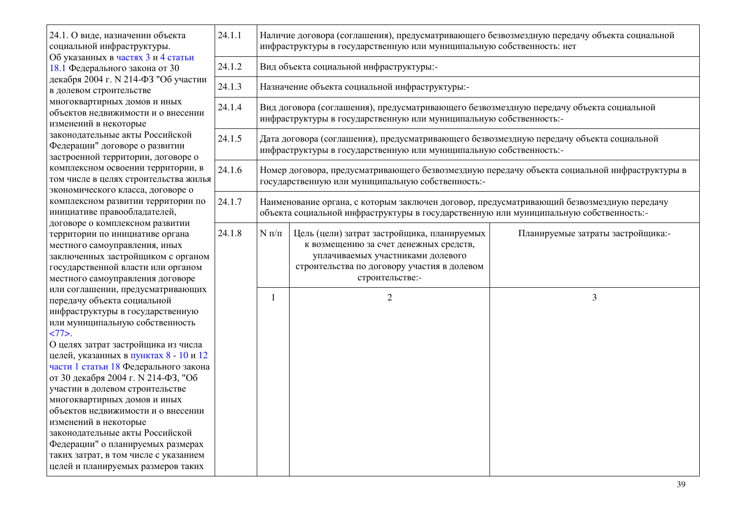| 24.1. О виде, назначении объекта социальной инфраструктуры. Об указанных в частях 3 и 4 статьи 18.1 Федерального закона от 30 декабря 2004 г. N 214-ФЗ "Об участии в долевом строительстве многоквартирных домов и иных объектов недвижимости и о внесении изменений в некоторые законодательные акты Российской Федерации" договоре о развитии застроенной территории, договоре о комплексном освоении территории, в том числе в целях строительства жилья экономического класса, договоре о комплексном развитии территории по инициативе правообладателей, договоре о комплексном развитии территории по инициативе органа местного самоуправления, иных заключенных застройщиком с органом государственной власти или органом местного самоуправления договоре или соглашении, предусматривающих передачу объекта социальной инфраструктуры в государственную или муниципальную собственность <77>. О целях затрат застройщика из числа целей, указанных в пунктах 8 - 10 и 12 части 1 статьи 18 Федерального закона от 30 декабря 2004 г. N 214-ФЗ, "Об участии в долевом строительстве многоквартирных домов и иных объектов недвижимости и о внесении изменений в некоторые законодательные акты Российской Федерации" о планируемых размерах таких затрат, в том числе с указанием целей и планируемых размеров таких | 24.1.1 | Наличие договора (соглашения), предусматривающего безвозмездную передачу объекта социальной инфраструктуры в государственную или муниципальную собственность: нет | | |
|---|---|---|---|---|
| | 24.1.2 | Вид объекта социальной инфраструктуры:- | | |
| | 24.1.3 | Назначение объекта социальной инфраструктуры:- | | |
| | 24.1.4 | Вид договора (соглашения), предусматривающего безвозмездную передачу объекта социальной инфраструктуры в государственную или муниципальную собственность:- | | |
| | 24.1.5 | Дата договора (соглашения), предусматривающего безвозмездную передачу объекта социальной инфраструктуры в государственную или муниципальную собственность:- | | |
| | 24.1.6 | Номер договора, предусматривающего безвозмездную передачу объекта социальной инфраструктуры в государственную или муниципальную собственность:- | | |
| | 24.1.7 | Наименование органа, с которым заключен договор, предусматривающий безвозмездную передачу объекта социальной инфраструктуры в государственную или муниципальную собственность:- | | |
| | 24.1.8 | N п/п | Цель (цели) затрат застройщика, планируемых к возмещению за счет денежных средств, уплачиваемых участниками долевого строительства по договору участия в долевом строительстве:- | Планируемые затраты застройщика:- |
| | | 1 | 2 | 3 |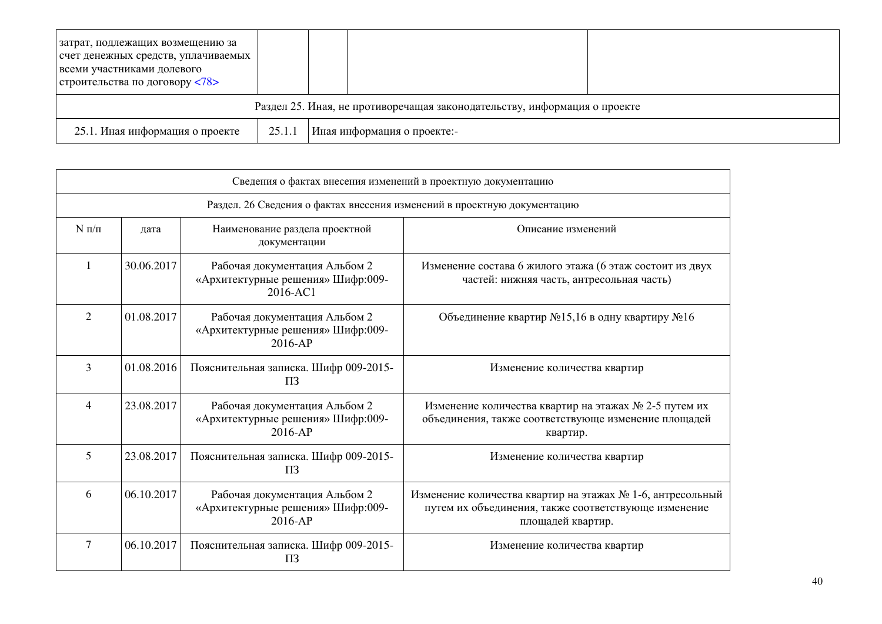| затрат, подлежащих возмещению за счет денежных средств, уплачиваемых всеми участниками долевого строительства по договору <78> | | | | |
|---|---|---|---|---|
| Раздел 25. Иная, не противоречащая законодательству, информация о проекте | | | | |
| 25.1. Иная информация о проекте | 25.1.1 | Иная информация о проекте:- | | |

| Сведения о фактах внесения изменений в проектную документацию | | | |
|---|---|---|---|
| Раздел. 26 Сведения о фактах внесения изменений в проектную документацию | | | |
| N п/п | дата | Наименование раздела проектной документации | Описание изменений |
| 1 | 30.06.2017 | Рабочая документация Альбом 2 «Архитектурные решения» Шифр:009-2016-АС1 | Изменение состава 6 жилого этажа (6 этаж состоит из двух частей: нижняя часть, антресольная часть) |
| 2 | 01.08.2017 | Рабочая документация Альбом 2 «Архитектурные решения» Шифр:009-2016-АР | Объединение квартир №15,16 в одну квартиру №16 |
| 3 | 01.08.2016 | Пояснительная записка. Шифр 009-2015-ПЗ | Изменение количества квартир |
| 4 | 23.08.2017 | Рабочая документация Альбом 2 «Архитектурные решения» Шифр:009-2016-АР | Изменение количества квартир на этажах № 2-5 путем их объединения, также соответствующе изменение площадей квартир. |
| 5 | 23.08.2017 | Пояснительная записка. Шифр 009-2015-ПЗ | Изменение количества квартир |
| 6 | 06.10.2017 | Рабочая документация Альбом 2 «Архитектурные решения» Шифр:009-2016-АР | Изменение количества квартир на этажах № 1-6, антресольный путем их объединения, также соответствующе изменение площадей квартир. |
| 7 | 06.10.2017 | Пояснительная записка. Шифр 009-2015-ПЗ | Изменение количества квартир |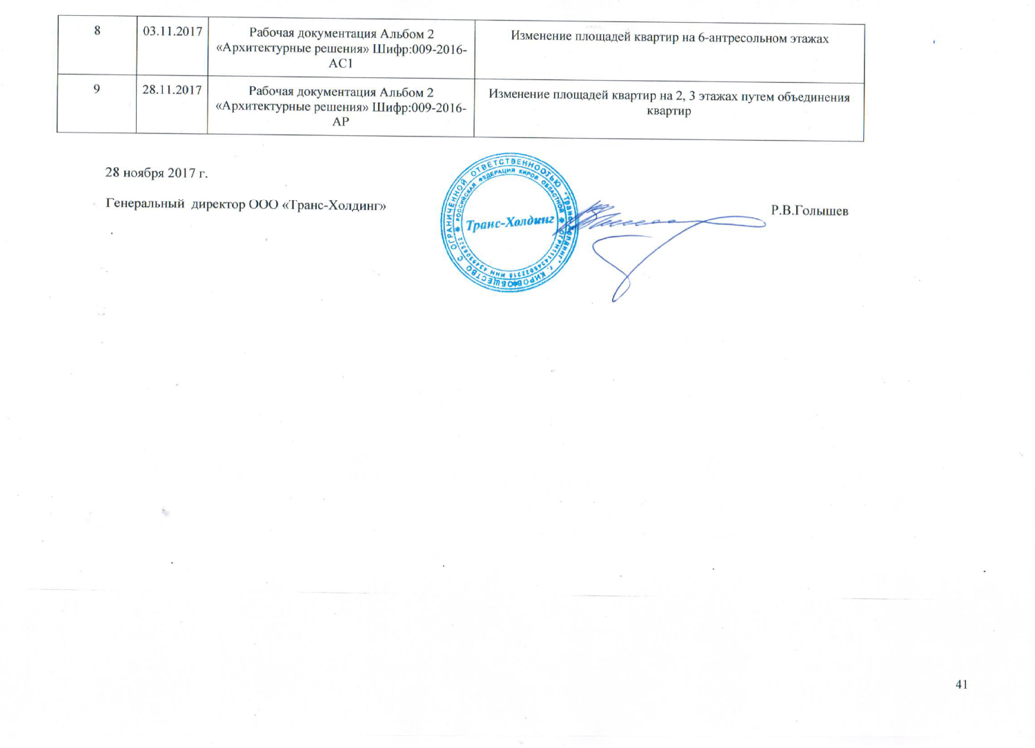| | | | |
|---|---|---|---|
| 8 | 03.11.2017 | Рабочая документация Альбом 2 «Архитектурные решения» Шифр:009-2016-АС1 | Изменение площадей квартир на 6-антресольном этажах |
| 9 | 28.11.2017 | Рабочая документация Альбом 2 «Архитектурные решения» Шифр:009-2016-АР | Изменение площадей квартир на 2, 3 этажах путем объединения квартир |

28 ноября 2017 г.

Генеральный директор ООО «Транс-Холдинг» Р.В.Голышев